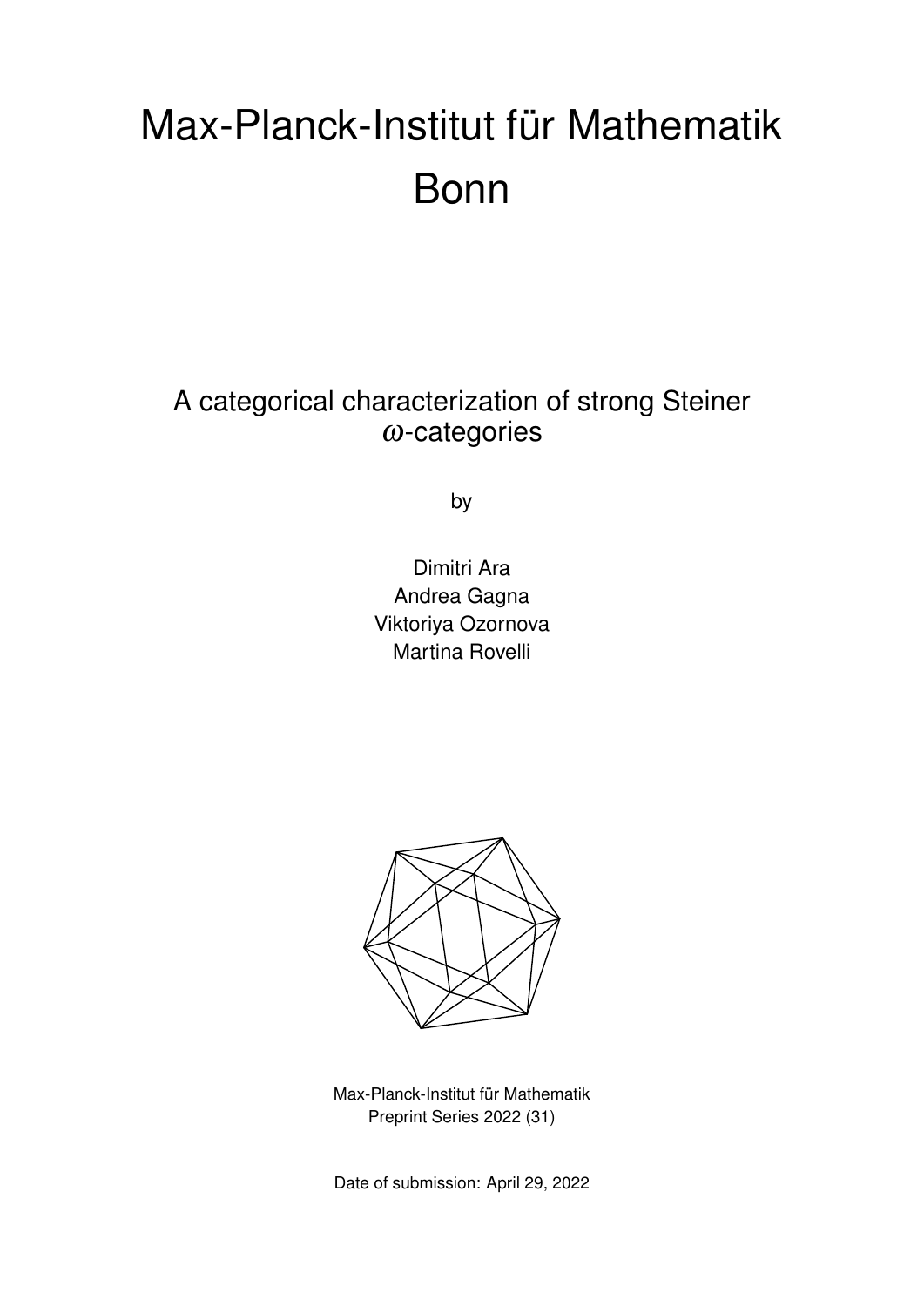# Max-Planck-Institut für Mathematik Bonn

## A categorical characterization of strong Steiner $\omega$-categories

by

Dimitri Ara
Andrea Gagna
Viktoriya Ozornova
Martina Rovelli

Max-Planck-Institut für Mathematik
Preprint Series 2022 (31)

Date of submission: April 29, 2022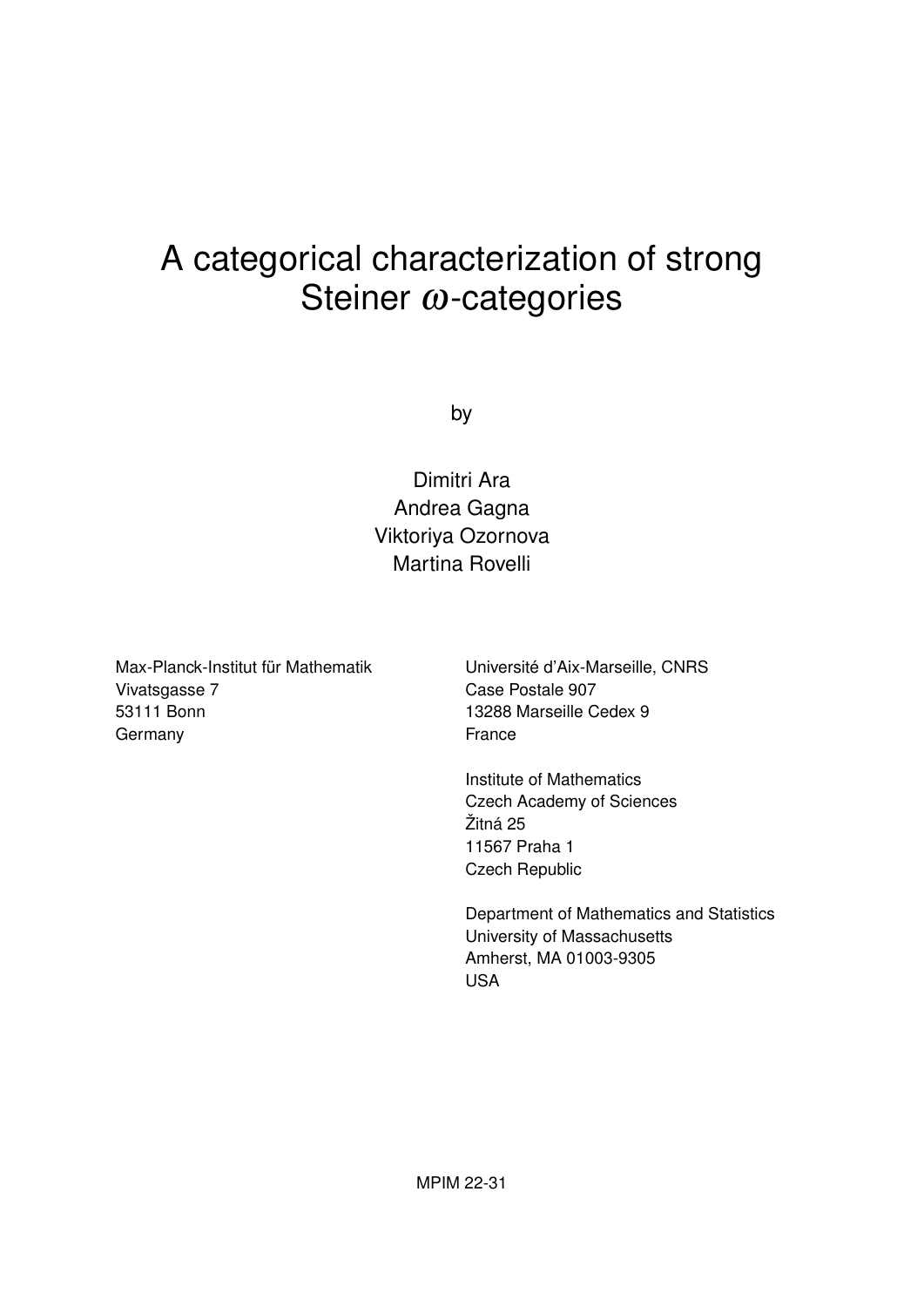# A categorical characterization of strong Steiner $\omega$-categories

by

Dimitri Ara
Andrea Gagna
Viktoriya Ozornova
Martina Rovelli

Max-Planck-Institut für Mathematik
Vivatsgasse 7
53111 Bonn
Germany

Université d'Aix-Marseille, CNRS
Case Postale 907
13288 Marseille Cedex 9
France

Institute of Mathematics
Czech Academy of Sciences
Žitná 25
11567 Praha 1
Czech Republic

Department of Mathematics and Statistics
University of Massachusetts
Amherst, MA 01003-9305
USA

MPIM 22-31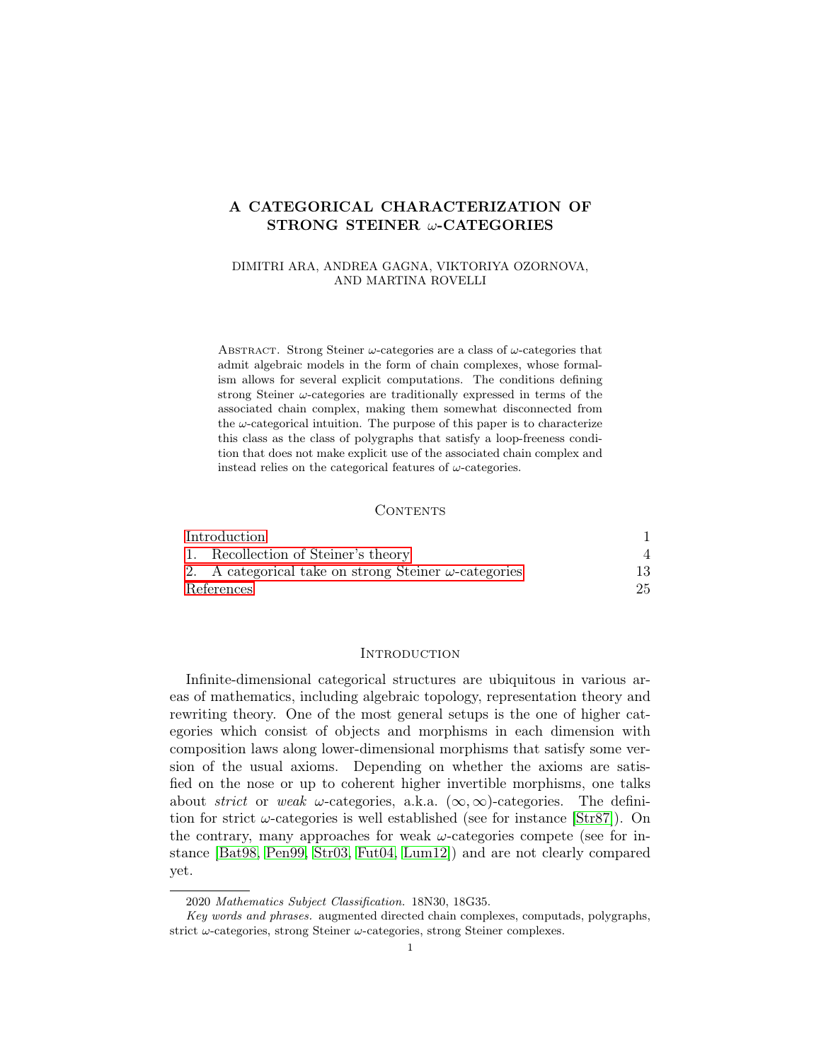# A CATEGORICAL CHARACTERIZATION OF STRONG STEINER $\omega$-CATEGORIES

DIMITRI ARA, ANDREA GAGNA, VIKTORIYA OZORNOVA, AND MARTINA ROVELLI

Abstract. Strong Steiner $\omega$-categories are a class of $\omega$-categories that admit algebraic models in the form of chain complexes, whose formalism allows for several explicit computations. The conditions defining strong Steiner $\omega$-categories are traditionally expressed in terms of the associated chain complex, making them somewhat disconnected from the $\omega$-categorical intuition. The purpose of this paper is to characterize this class as the class of polygraphs that satisfy a loop-freeness condition that does not make explicit use of the associated chain complex and instead relies on the categorical features of $\omega$-categories.

## Contents

| | |
|---|---|
| Introduction | 1 |
| 1. Recollection of Steiner's theory | 4 |
| 2. A categorical take on strong Steiner $\omega$-categories | 13 |
| References | 25 |

## Introduction

Infinite-dimensional categorical structures are ubiquitous in various areas of mathematics, including algebraic topology, representation theory and rewriting theory. One of the most general setups is the one of higher categories which consist of objects and morphisms in each dimension with composition laws along lower-dimensional morphisms that satisfy some version of the usual axioms. Depending on whether the axioms are satisfied on the nose or up to coherent higher invertible morphisms, one talks about *strict* or *weak* $\omega$-categories, a.k.a. $(\infty, \infty)$-categories. The definition for strict $\omega$-categories is well established (see for instance [Str87]). On the contrary, many approaches for weak $\omega$-categories compete (see for instance [Bat98, Pen99, Str03, Fut04, Lum12]) and are not clearly compared yet.

---

2020 *Mathematics Subject Classification.* 18N30, 18G35.

*Key words and phrases.* augmented directed chain complexes, computads, polygraphs, strict $\omega$-categories, strong Steiner $\omega$-categories, strong Steiner complexes.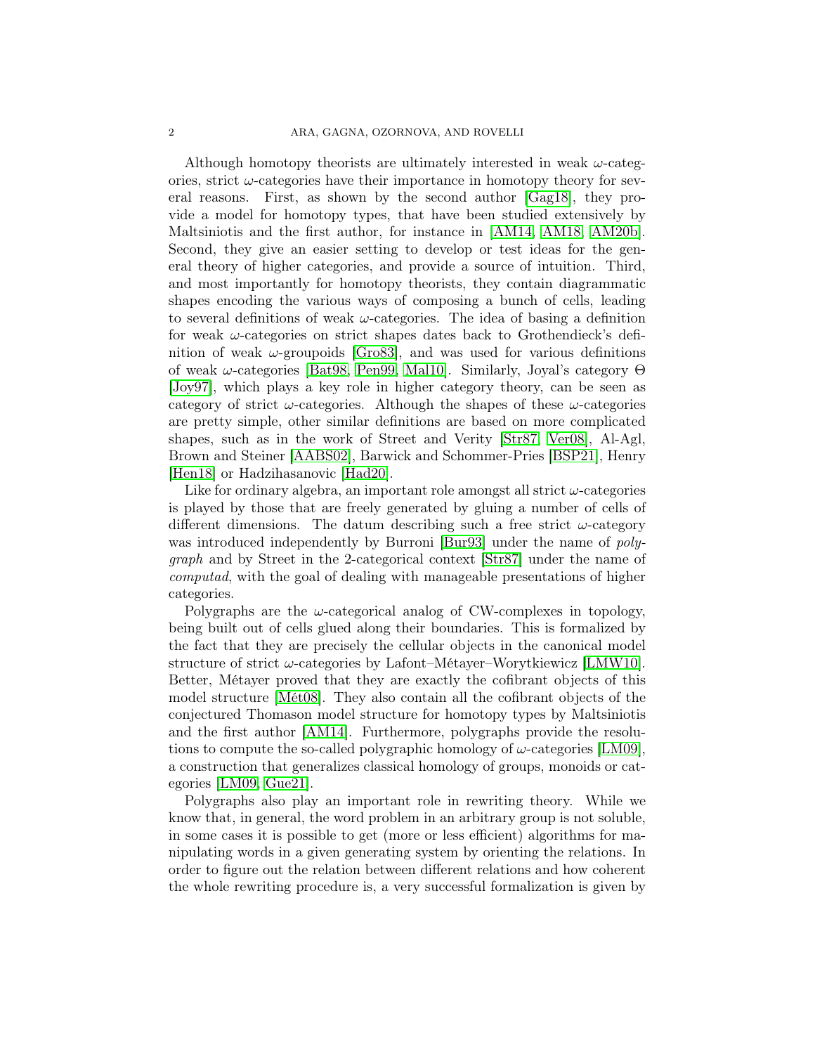Although homotopy theorists are ultimately interested in weak $\omega$-categories, strict $\omega$-categories have their importance in homotopy theory for several reasons. First, as shown by the second author [Gag18], they provide a model for homotopy types, that have been studied extensively by Maltsiniotis and the first author, for instance in [AM14, AM18, AM20b]. Second, they give an easier setting to develop or test ideas for the general theory of higher categories, and provide a source of intuition. Third, and most importantly for homotopy theorists, they contain diagrammatic shapes encoding the various ways of composing a bunch of cells, leading to several definitions of weak $\omega$-categories. The idea of basing a definition for weak $\omega$-categories on strict shapes dates back to Grothendieck's definition of weak $\omega$-groupoids [Gro83], and was used for various definitions of weak $\omega$-categories [Bat98, Pen99, Mal10]. Similarly, Joyal's category $\Theta$ [Joy97], which plays a key role in higher category theory, can be seen as category of strict $\omega$-categories. Although the shapes of these $\omega$-categories are pretty simple, other similar definitions are based on more complicated shapes, such as in the work of Street and Verity [Str87, Ver08], Al-Agl, Brown and Steiner [AABS02], Barwick and Schommer-Pries [BSP21], Henry [Hen18] or Hadzihasanovic [Had20].

Like for ordinary algebra, an important role amongst all strict $\omega$-categories is played by those that are freely generated by gluing a number of cells of different dimensions. The datum describing such a free strict $\omega$-category was introduced independently by Burroni [Bur93] under the name of *polygraph* and by Street in the 2-categorical context [Str87] under the name of *computad*, with the goal of dealing with manageable presentations of higher categories.

Polygraphs are the $\omega$-categorical analog of CW-complexes in topology, being built out of cells glued along their boundaries. This is formalized by the fact that they are precisely the cellular objects in the canonical model structure of strict $\omega$-categories by Lafont–Métayer–Worytkiewicz [LMW10]. Better, Métayer proved that they are exactly the cofibrant objects of this model structure [Mét08]. They also contain all the cofibrant objects of the conjectured Thomason model structure for homotopy types by Maltsiniotis and the first author [AM14]. Furthermore, polygraphs provide the resolutions to compute the so-called polygraphic homology of $\omega$-categories [LM09], a construction that generalizes classical homology of groups, monoids or categories [LM09, Gue21].

Polygraphs also play an important role in rewriting theory. While we know that, in general, the word problem in an arbitrary group is not soluble, in some cases it is possible to get (more or less efficient) algorithms for manipulating words in a given generating system by orienting the relations. In order to figure out the relation between different relations and how coherent the whole rewriting procedure is, a very successful formalization is given by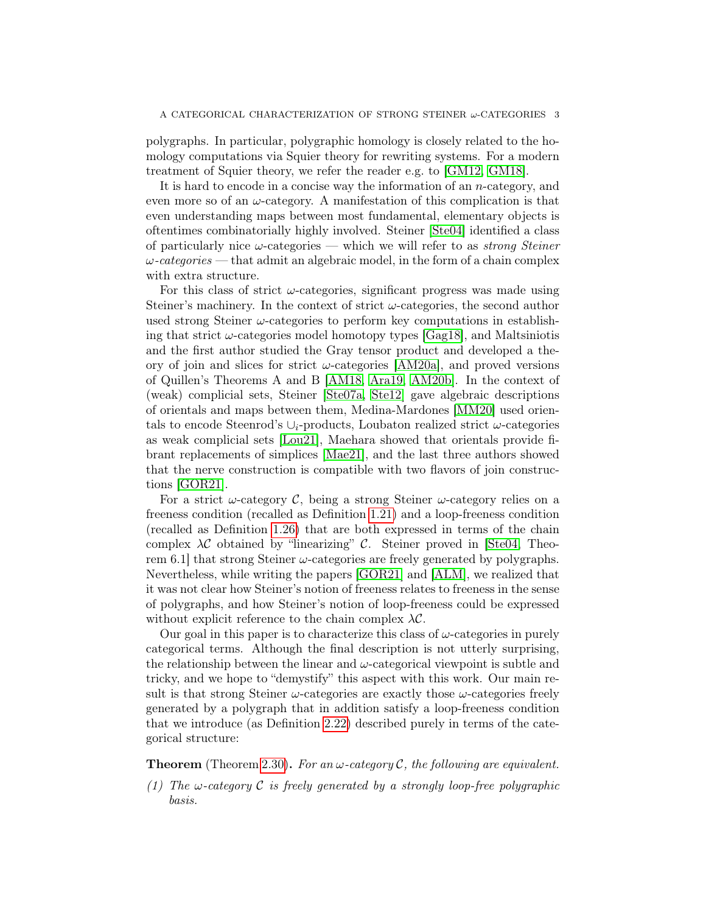polygraphs. In particular, polygraphic homology is closely related to the homology computations via Squier theory for rewriting systems. For a modern treatment of Squier theory, we refer the reader e.g. to [GM12, GM18].

It is hard to encode in a concise way the information of an $n$-category, and even more so of an $\omega$-category. A manifestation of this complication is that even understanding maps between most fundamental, elementary objects is oftentimes combinatorially highly involved. Steiner [Ste04] identified a class of particularly nice $\omega$-categories — which we will refer to as *strong Steiner $\omega$-categories* — that admit an algebraic model, in the form of a chain complex with extra structure.

For this class of strict $\omega$-categories, significant progress was made using Steiner's machinery. In the context of strict $\omega$-categories, the second author used strong Steiner $\omega$-categories to perform key computations in establishing that strict $\omega$-categories model homotopy types [Gag18], and Maltsiniotis and the first author studied the Gray tensor product and developed a theory of join and slices for strict $\omega$-categories [AM20a], and proved versions of Quillen's Theorems A and B [AM18, Ara19, AM20b]. In the context of (weak) complicial sets, Steiner [Ste07a, Ste12] gave algebraic descriptions of orientals and maps between them, Medina-Mardones [MM20] used orientals to encode Steenrod's $\cup_i$-products, Loubaton realized strict $\omega$-categories as weak complicial sets [Lou21], Maehara showed that orientals provide fibrant replacements of simplices [Mae21], and the last three authors showed that the nerve construction is compatible with two flavors of join constructions [GOR21].

For a strict $\omega$-category $\mathcal{C}$, being a strong Steiner $\omega$-category relies on a freeness condition (recalled as Definition 1.21) and a loop-freeness condition (recalled as Definition 1.26) that are both expressed in terms of the chain complex $\lambda\mathcal{C}$ obtained by "linearizing" $\mathcal{C}$. Steiner proved in [Ste04, Theorem 6.1] that strong Steiner $\omega$-categories are freely generated by polygraphs. Nevertheless, while writing the papers [GOR21] and [ALM], we realized that it was not clear how Steiner's notion of freeness relates to freeness in the sense of polygraphs, and how Steiner's notion of loop-freeness could be expressed without explicit reference to the chain complex $\lambda\mathcal{C}$.

Our goal in this paper is to characterize this class of $\omega$-categories in purely categorical terms. Although the final description is not utterly surprising, the relationship between the linear and $\omega$-categorical viewpoint is subtle and tricky, and we hope to "demystify" this aspect with this work. Our main result is that strong Steiner $\omega$-categories are exactly those $\omega$-categories freely generated by a polygraph that in addition satisfy a loop-freeness condition that we introduce (as Definition 2.22) described purely in terms of the categorical structure:

**Theorem** (Theorem 2.30)**.** *For an $\omega$-category $\mathcal{C}$, the following are equivalent.*

*(1) The $\omega$-category $\mathcal{C}$ is freely generated by a strongly loop-free polygraphic basis.*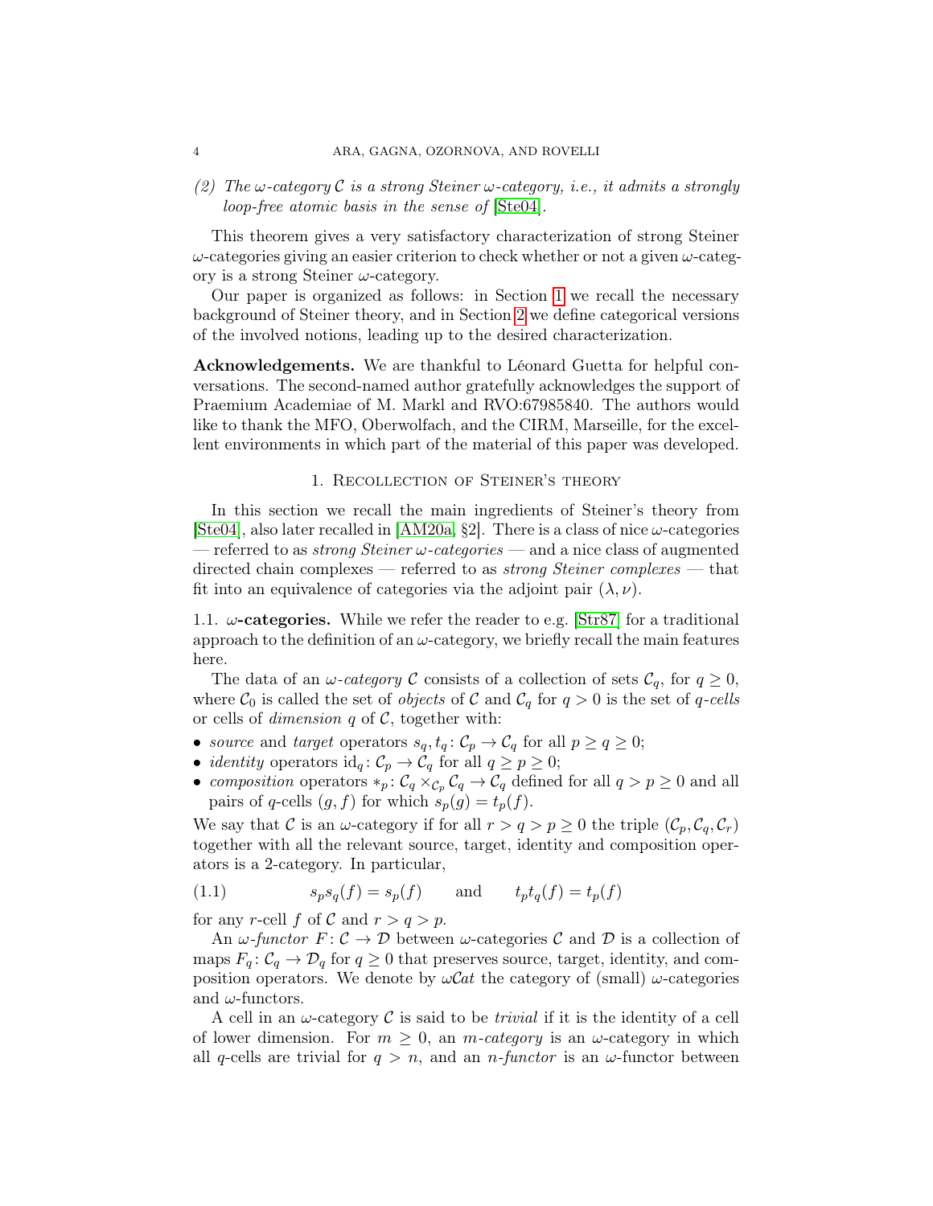*(2) The $\omega$-category $\mathcal{C}$ is a strong Steiner $\omega$-category, i.e., it admits a strongly loop-free atomic basis in the sense of* [Ste04].

This theorem gives a very satisfactory characterization of strong Steiner $\omega$-categories giving an easier criterion to check whether or not a given $\omega$-category is a strong Steiner $\omega$-category.

Our paper is organized as follows: in Section 1 we recall the necessary background of Steiner theory, and in Section 2 we define categorical versions of the involved notions, leading up to the desired characterization.

**Acknowledgements.** We are thankful to Léonard Guetta for helpful conversations. The second-named author gratefully acknowledges the support of Praemium Academiae of M. Markl and RVO:67985840. The authors would like to thank the MFO, Oberwolfach, and the CIRM, Marseille, for the excellent environments in which part of the material of this paper was developed.

## 1. Recollection of Steiner's theory

In this section we recall the main ingredients of Steiner's theory from [Ste04], also later recalled in [AM20a, §2]. There is a class of nice $\omega$-categories — referred to as *strong Steiner $\omega$-categories* — and a nice class of augmented directed chain complexes — referred to as *strong Steiner complexes* — that fit into an equivalence of categories via the adjoint pair $(\lambda, \nu)$.

**1.1. $\omega$-categories.** While we refer the reader to e.g. [Str87] for a traditional approach to the definition of an $\omega$-category, we briefly recall the main features here.

The data of an *$\omega$-category* $\mathcal{C}$ consists of a collection of sets $\mathcal{C}_q$, for $q \geq 0$, where $\mathcal{C}_0$ is called the set of *objects* of $\mathcal{C}$ and $\mathcal{C}_q$ for $q > 0$ is the set of *$q$-cells* or cells of *dimension* $q$ of $\mathcal{C}$, together with:

- *source* and *target* operators $s_q, t_q \colon \mathcal{C}_p \to \mathcal{C}_q$ for all $p \geq q \geq 0$;
- *identity* operators $\mathrm{id}_q \colon \mathcal{C}_p \to \mathcal{C}_q$ for all $q \geq p \geq 0$;
- *composition* operators $*_p \colon \mathcal{C}_q \times_{\mathcal{C}_p} \mathcal{C}_q \to \mathcal{C}_q$ defined for all $q > p \geq 0$ and all pairs of $q$-cells $(g, f)$ for which $s_p(g) = t_p(f)$.

We say that $\mathcal{C}$ is an $\omega$-category if for all $r > q > p \geq 0$ the triple $(\mathcal{C}_p, \mathcal{C}_q, \mathcal{C}_r)$ together with all the relevant source, target, identity and composition operators is a 2-category. In particular,

$$s_p s_q(f) = s_p(f) \qquad \text{and} \qquad t_p t_q(f) = t_p(f) \tag{1.1}$$

for any $r$-cell $f$ of $\mathcal{C}$ and $r > q > p$.

An *$\omega$-functor* $F \colon \mathcal{C} \to \mathcal{D}$ between $\omega$-categories $\mathcal{C}$ and $\mathcal{D}$ is a collection of maps $F_q \colon \mathcal{C}_q \to \mathcal{D}_q$ for $q \geq 0$ that preserves source, target, identity, and composition operators. We denote by $\omega\mathcal{C}at$ the category of (small) $\omega$-categories and $\omega$-functors.

A cell in an $\omega$-category $\mathcal{C}$ is said to be *trivial* if it is the identity of a cell of lower dimension. For $m \geq 0$, an *$m$-category* is an $\omega$-category in which all $q$-cells are trivial for $q > n$, and an *$n$-functor* is an $\omega$-functor between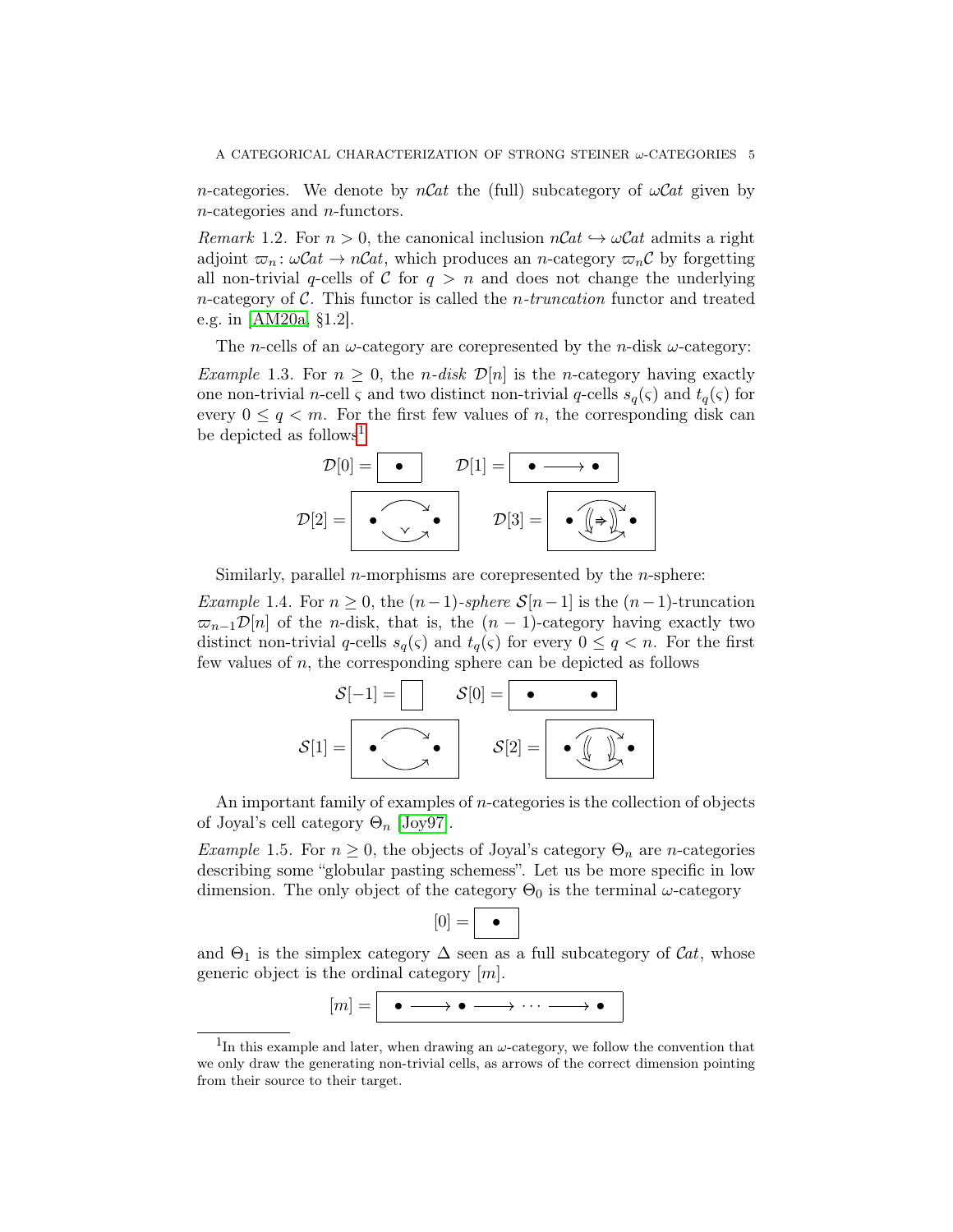$n$-categories. We denote by $n\mathcal{C}at$ the (full) subcategory of $\omega\mathcal{C}at$ given by $n$-categories and $n$-functors.

*Remark* 1.2. For $n > 0$, the canonical inclusion $n\mathcal{C}at \hookrightarrow \omega\mathcal{C}at$ admits a right adjoint $\varpi_n \colon \omega\mathcal{C}at \to n\mathcal{C}at$, which produces an $n$-category $\varpi_n\mathcal{C}$ by forgetting all non-trivial $q$-cells of $\mathcal{C}$ for $q > n$ and does not change the underlying $n$-category of $\mathcal{C}$. This functor is called the *$n$-truncation* functor and treated e.g. in [AM20a, §1.2].

The $n$-cells of an $\omega$-category are corepresented by the $n$-disk $\omega$-category:

*Example* 1.3. For $n \geq 0$, the *$n$-disk* $\mathcal{D}[n]$ is the $n$-category having exactly one non-trivial $n$-cell $\varsigma$ and two distinct non-trivial $q$-cells $s_q(\varsigma)$ and $t_q(\varsigma)$ for every $0 \leq q < m$. For the first few values of $n$, the corresponding disk can be depicted as follows[1]

$$\mathcal{D}[0] = \boxed{\bullet} \qquad \mathcal{D}[1] = \boxed{\bullet \longrightarrow \bullet}$$

$$\mathcal{D}[2] = \boxed{\bullet \underset{}{\overset{}{\Downarrow}} \bullet} \qquad \mathcal{D}[3] = \boxed{\bullet \;(\!\Rrightarrow\!)\; \bullet}$$

Similarly, parallel $n$-morphisms are corepresented by the $n$-sphere:

*Example* 1.4. For $n \geq 0$, the *$(n-1)$-sphere* $\mathcal{S}[n-1]$ is the $(n-1)$-truncation $\varpi_{n-1}\mathcal{D}[n]$ of the $n$-disk, that is, the $(n-1)$-category having exactly two distinct non-trivial $q$-cells $s_q(\varsigma)$ and $t_q(\varsigma)$ for every $0 \leq q < n$. For the first few values of $n$, the corresponding sphere can be depicted as follows

$$\mathcal{S}[-1] = \boxed{\phantom{\bullet}} \qquad \mathcal{S}[0] = \boxed{\bullet \qquad \bullet}$$

$$\mathcal{S}[1] = \boxed{\bullet \rightrightarrows \bullet} \qquad \mathcal{S}[2] = \boxed{\bullet \;\Downarrow\;\Downarrow\; \bullet}$$

An important family of examples of $n$-categories is the collection of objects of Joyal's cell category $\Theta_n$ [Joy97].

*Example* 1.5. For $n \geq 0$, the objects of Joyal's category $\Theta_n$ are $n$-categories describing some "globular pasting schemess". Let us be more specific in low dimension. The only object of the category $\Theta_0$ is the terminal $\omega$-category

$$[0] = \boxed{\bullet}$$

and $\Theta_1$ is the simplex category $\Delta$ seen as a full subcategory of $\mathcal{C}at$, whose generic object is the ordinal category $[m]$.

$$[m] = \boxed{\bullet \longrightarrow \bullet \longrightarrow \cdots \longrightarrow \bullet}$$

[1] In this example and later, when drawing an $\omega$-category, we follow the convention that we only draw the generating non-trivial cells, as arrows of the correct dimension pointing from their source to their target.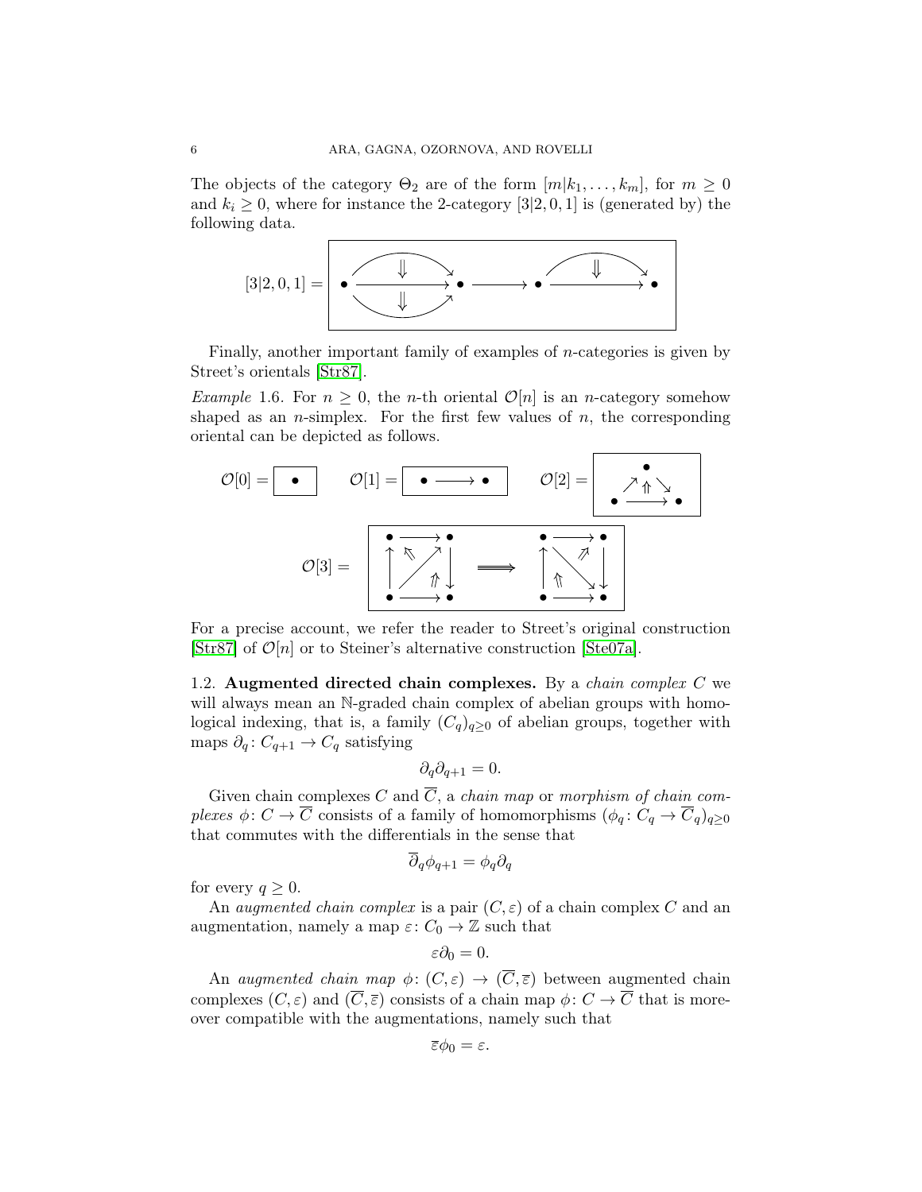The objects of the category $\Theta_2$ are of the form $[m|k_1, \ldots, k_m]$, for $m \geq 0$ and $k_i \geq 0$, where for instance the 2-category $[3|2, 0, 1]$ is (generated by) the following data.

Finally, another important family of examples of $n$-categories is given by Street's orientals [Str87].

*Example* 1.6. For $n \geq 0$, the $n$-th oriental $\mathcal{O}[n]$ is an $n$-category somehow shaped as an $n$-simplex. For the first few values of $n$, the corresponding oriental can be depicted as follows.

For a precise account, we refer the reader to Street's original construction [Str87] of $\mathcal{O}[n]$ or to Steiner's alternative construction [Ste07a].

1.2. **Augmented directed chain complexes.** By a *chain complex* $C$ we will always mean an $\mathbb{N}$-graded chain complex of abelian groups with homological indexing, that is, a family $(C_q)_{q\geq 0}$ of abelian groups, together with maps $\partial_q \colon C_{q+1} \to C_q$ satisfying

$$\partial_q \partial_{q+1} = 0.$$

Given chain complexes $C$ and $\overline{C}$, a *chain map* or *morphism of chain complexes* $\phi\colon C \to \overline{C}$ consists of a family of homomorphisms $(\phi_q \colon C_q \to \overline{C}_q)_{q\geq 0}$ that commutes with the differentials in the sense that

$$\overline{\partial}_q \phi_{q+1} = \phi_q \partial_q$$

for every $q \geq 0$.

An *augmented chain complex* is a pair $(C, \varepsilon)$ of a chain complex $C$ and an augmentation, namely a map $\varepsilon\colon C_0 \to \mathbb{Z}$ such that

$$\varepsilon \partial_0 = 0.$$

An *augmented chain map* $\phi\colon (C, \varepsilon) \to (\overline{C}, \overline{\varepsilon})$ between augmented chain complexes $(C, \varepsilon)$ and $(\overline{C}, \overline{\varepsilon})$ consists of a chain map $\phi\colon C \to \overline{C}$ that is moreover compatible with the augmentations, namely such that

$$\overline{\varepsilon} \phi_0 = \varepsilon.$$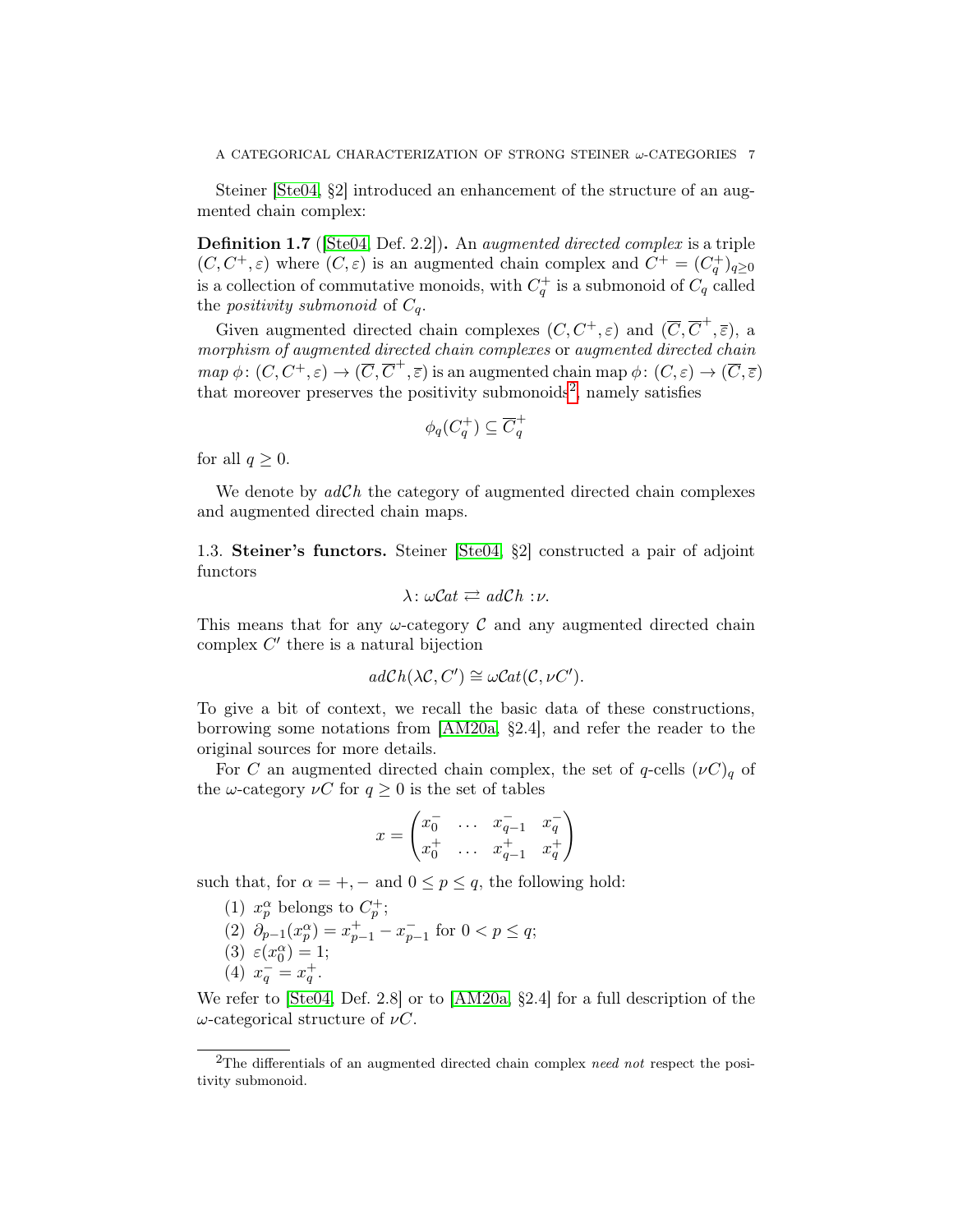Steiner [Ste04, §2] introduced an enhancement of the structure of an augmented chain complex:

**Definition 1.7** ([Ste04, Def. 2.2])**.** An *augmented directed complex* is a triple $(C, C^+, \varepsilon)$ where $(C, \varepsilon)$ is an augmented chain complex and $C^+ = (C^+_q)_{q \geq 0}$ is a collection of commutative monoids, with $C^+_q$ is a submonoid of $C_q$ called the *positivity submonoid* of $C_q$.

Given augmented directed chain complexes $(C, C^+, \varepsilon)$ and $(\overline{C}, \overline{C}^+, \overline{\varepsilon})$, a *morphism of augmented directed chain complexes* or *augmented directed chain map* $\phi\colon (C, C^+, \varepsilon) \to (\overline{C}, \overline{C}^+, \overline{\varepsilon})$ is an augmented chain map $\phi\colon (C, \varepsilon) \to (\overline{C}, \overline{\varepsilon})$ that moreover preserves the positivity submonoids[2], namely satisfies

$$\phi_q(C^+_q) \subseteq \overline{C}^+_q$$

for all $q \geq 0$.

We denote by $ad\mathcal{C}h$ the category of augmented directed chain complexes and augmented directed chain maps.

1.3. **Steiner's functors.** Steiner [Ste04, §2] constructed a pair of adjoint functors

$$\lambda\colon \omega\mathcal{C}at \rightleftarrows ad\mathcal{C}h : \nu.$$

This means that for any $\omega$-category $\mathcal{C}$ and any augmented directed chain complex $C'$ there is a natural bijection

$$ad\mathcal{C}h(\lambda\mathcal{C}, C') \cong \omega\mathcal{C}at(\mathcal{C}, \nu C').$$

To give a bit of context, we recall the basic data of these constructions, borrowing some notations from [AM20a, §2.4], and refer the reader to the original sources for more details.

For $C$ an augmented directed chain complex, the set of $q$-cells $(\nu C)_q$ of the $\omega$-category $\nu C$ for $q \geq 0$ is the set of tables

$$x = \begin{pmatrix} x_0^- & \dots & x_{q-1}^- & x_q^- \\ x_0^+ & \dots & x_{q-1}^+ & x_q^+ \end{pmatrix}$$

such that, for $\alpha = +, -$ and $0 \leq p \leq q$, the following hold:

1. $x_p^\alpha$ belongs to $C_p^+$;
2. $\partial_{p-1}(x_p^\alpha) = x_{p-1}^+ - x_{p-1}^-$ for $0 < p \leq q$;
3. $\varepsilon(x_0^\alpha) = 1$;
4. $x_q^- = x_q^+$.

We refer to [Ste04, Def. 2.8] or to [AM20a, §2.4] for a full description of the $\omega$-categorical structure of $\nu C$.

[2] The differentials of an augmented directed chain complex *need not* respect the positivity submonoid.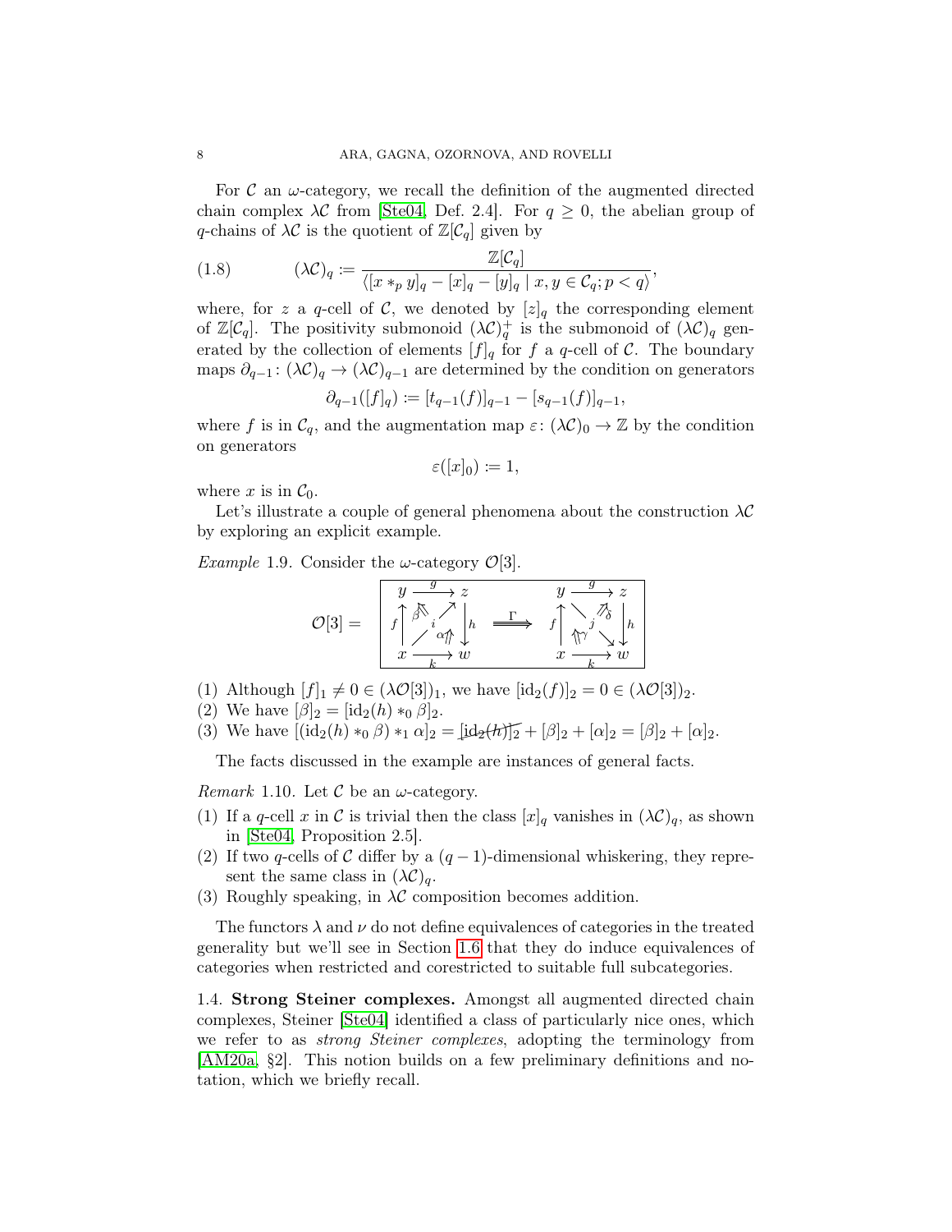For $\mathcal{C}$ an $\omega$-category, we recall the definition of the augmented directed chain complex $\lambda\mathcal{C}$ from [Ste04, Def. 2.4]. For $q \geq 0$, the abelian group of $q$-chains of $\lambda\mathcal{C}$ is the quotient of $\mathbb{Z}[\mathcal{C}_q]$ given by

$$(\lambda\mathcal{C})_q := \frac{\mathbb{Z}[\mathcal{C}_q]}{\langle [x *_p y]_q - [x]_q - [y]_q \mid x, y \in \mathcal{C}_q; p < q\rangle}, \tag{1.8}$$

where, for $z$ a $q$-cell of $\mathcal{C}$, we denoted by $[z]_q$ the corresponding element of $\mathbb{Z}[\mathcal{C}_q]$. The positivity submonoid $(\lambda\mathcal{C})_q^+$ is the submonoid of $(\lambda\mathcal{C})_q$ generated by the collection of elements $[f]_q$ for $f$ a $q$-cell of $\mathcal{C}$. The boundary maps $\partial_{q-1}\colon (\lambda\mathcal{C})_q \to (\lambda\mathcal{C})_{q-1}$ are determined by the condition on generators

$$\partial_{q-1}([f]_q) := [t_{q-1}(f)]_{q-1} - [s_{q-1}(f)]_{q-1},$$

where $f$ is in $\mathcal{C}_q$, and the augmentation map $\varepsilon\colon (\lambda\mathcal{C})_0 \to \mathbb{Z}$ by the condition on generators

$$\varepsilon([x]_0) := 1,$$

where $x$ is in $\mathcal{C}_0$.

Let's illustrate a couple of general phenomena about the construction $\lambda\mathcal{C}$ by exploring an explicit example.

*Example* 1.9. Consider the $\omega$-category $\mathcal{O}[3]$.

$$\mathcal{O}[3] = \boxed{\begin{array}{ccc} y & \xrightarrow{g} & z \\ {\scriptstyle f}\uparrow & {\scriptstyle \beta}\Uparrow \; i \nearrow \; {\scriptstyle \alpha}\Uparrow & \downarrow{\scriptstyle h} \\ x & \xrightarrow[k]{} & w \end{array} \quad \overset{\Gamma}{\Longrightarrow} \quad \begin{array}{ccc} y & \xrightarrow{g} & z \\ {\scriptstyle f}\uparrow & {\scriptstyle \gamma}\Uparrow \; j \searrow \; {\scriptstyle \delta}\Uparrow & \downarrow{\scriptstyle h} \\ x & \xrightarrow[k]{} & w \end{array}}$$

(1) Although $[f]_1 \neq 0 \in (\lambda\mathcal{O}[3])_1$, we have $[\mathrm{id}_2(f)]_2 = 0 \in (\lambda\mathcal{O}[3])_2$.
(2) We have $[\beta]_2 = [\mathrm{id}_2(h) *_0 \beta]_2$.
(3) We have $[(\mathrm{id}_2(h) *_0 \beta) *_1 \alpha]_2 = \cancel{[\mathrm{id}_2(h)]_2} + [\beta]_2 + [\alpha]_2 = [\beta]_2 + [\alpha]_2$.

The facts discussed in the example are instances of general facts.

*Remark* 1.10. Let $\mathcal{C}$ be an $\omega$-category.

(1) If a $q$-cell $x$ in $\mathcal{C}$ is trivial then the class $[x]_q$ vanishes in $(\lambda\mathcal{C})_q$, as shown in [Ste04, Proposition 2.5].
(2) If two $q$-cells of $\mathcal{C}$ differ by a $(q-1)$-dimensional whiskering, they represent the same class in $(\lambda\mathcal{C})_q$.
(3) Roughly speaking, in $\lambda\mathcal{C}$ composition becomes addition.

The functors $\lambda$ and $\nu$ do not define equivalences of categories in the treated generality but we'll see in Section 1.6 that they do induce equivalences of categories when restricted and corestricted to suitable full subcategories.

1.4. **Strong Steiner complexes.** Amongst all augmented directed chain complexes, Steiner [Ste04] identified a class of particularly nice ones, which we refer to as *strong Steiner complexes*, adopting the terminology from [AM20a, §2]. This notion builds on a few preliminary definitions and notation, which we briefly recall.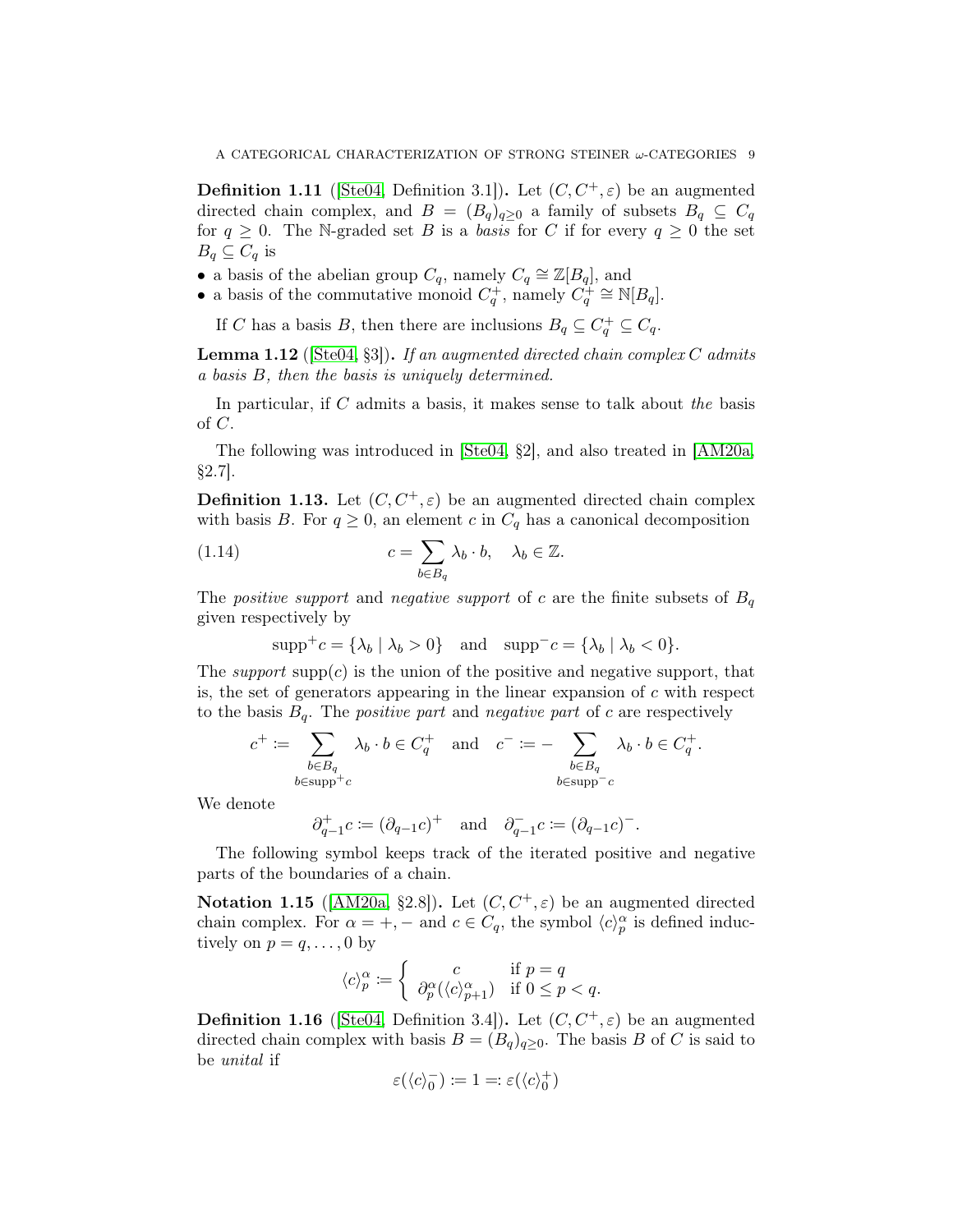**Definition 1.11** ([Ste04, Definition 3.1])**.** Let $(C, C^+, \varepsilon)$ be an augmented directed chain complex, and $B = (B_q)_{q\geq 0}$ a family of subsets $B_q \subseteq C_q$ for $q \geq 0$. The $\mathbb{N}$-graded set $B$ is a *basis* for $C$ if for every $q \geq 0$ the set $B_q \subseteq C_q$ is

- a basis of the abelian group $C_q$, namely $C_q \cong \mathbb{Z}[B_q]$, and
- a basis of the commutative monoid $C_q^+$, namely $C_q^+ \cong \mathbb{N}[B_q]$.

If $C$ has a basis $B$, then there are inclusions $B_q \subseteq C_q^+ \subseteq C_q$.

**Lemma 1.12** ([Ste04, §3])**.** *If an augmented directed chain complex $C$ admits a basis $B$, then the basis is uniquely determined.*

In particular, if $C$ admits a basis, it makes sense to talk about *the* basis of $C$.

The following was introduced in [Ste04, §2], and also treated in [AM20a, §2.7].

**Definition 1.13.** Let $(C, C^+, \varepsilon)$ be an augmented directed chain complex with basis $B$. For $q \geq 0$, an element $c$ in $C_q$ has a canonical decomposition

$$c = \sum_{b\in B_q} \lambda_b \cdot b, \quad \lambda_b \in \mathbb{Z}. \tag{1.14}$$

The *positive support* and *negative support* of $c$ are the finite subsets of $B_q$ given respectively by

$$\mathrm{supp}^+ c = \{\lambda_b \mid \lambda_b > 0\} \quad \text{and} \quad \mathrm{supp}^- c = \{\lambda_b \mid \lambda_b < 0\}.$$

The *support* $\mathrm{supp}(c)$ is the union of the positive and negative support, that is, the set of generators appearing in the linear expansion of $c$ with respect to the basis $B_q$. The *positive part* and *negative part* of $c$ are respectively

$$c^+ \coloneqq \sum_{\substack{b\in B_q \\ b\in \mathrm{supp}^+ c}} \lambda_b \cdot b \in C_q^+ \quad \text{and} \quad c^- \coloneqq -\sum_{\substack{b\in B_q \\ b\in \mathrm{supp}^- c}} \lambda_b \cdot b \in C_q^+.$$

We denote

$$\partial_{q-1}^+ c \coloneqq (\partial_{q-1} c)^+ \quad \text{and} \quad \partial_{q-1}^- c \coloneqq (\partial_{q-1} c)^-.$$

The following symbol keeps track of the iterated positive and negative parts of the boundaries of a chain.

**Notation 1.15** ([AM20a, §2.8])**.** Let $(C, C^+, \varepsilon)$ be an augmented directed chain complex. For $\alpha = +, -$ and $c \in C_q$, the symbol $\langle c\rangle_p^\alpha$ is defined inductively on $p = q, \ldots, 0$ by

$$\langle c\rangle_p^\alpha \coloneqq \begin{cases} c & \text{if } p = q \\ \partial_p^\alpha(\langle c\rangle_{p+1}^\alpha) & \text{if } 0 \leq p < q. \end{cases}$$

**Definition 1.16** ([Ste04, Definition 3.4])**.** Let $(C, C^+, \varepsilon)$ be an augmented directed chain complex with basis $B = (B_q)_{q\geq 0}$. The basis $B$ of $C$ is said to be *unital* if

$$\varepsilon(\langle c\rangle_0^-) \coloneqq 1 \eqqcolon \varepsilon(\langle c\rangle_0^+)$$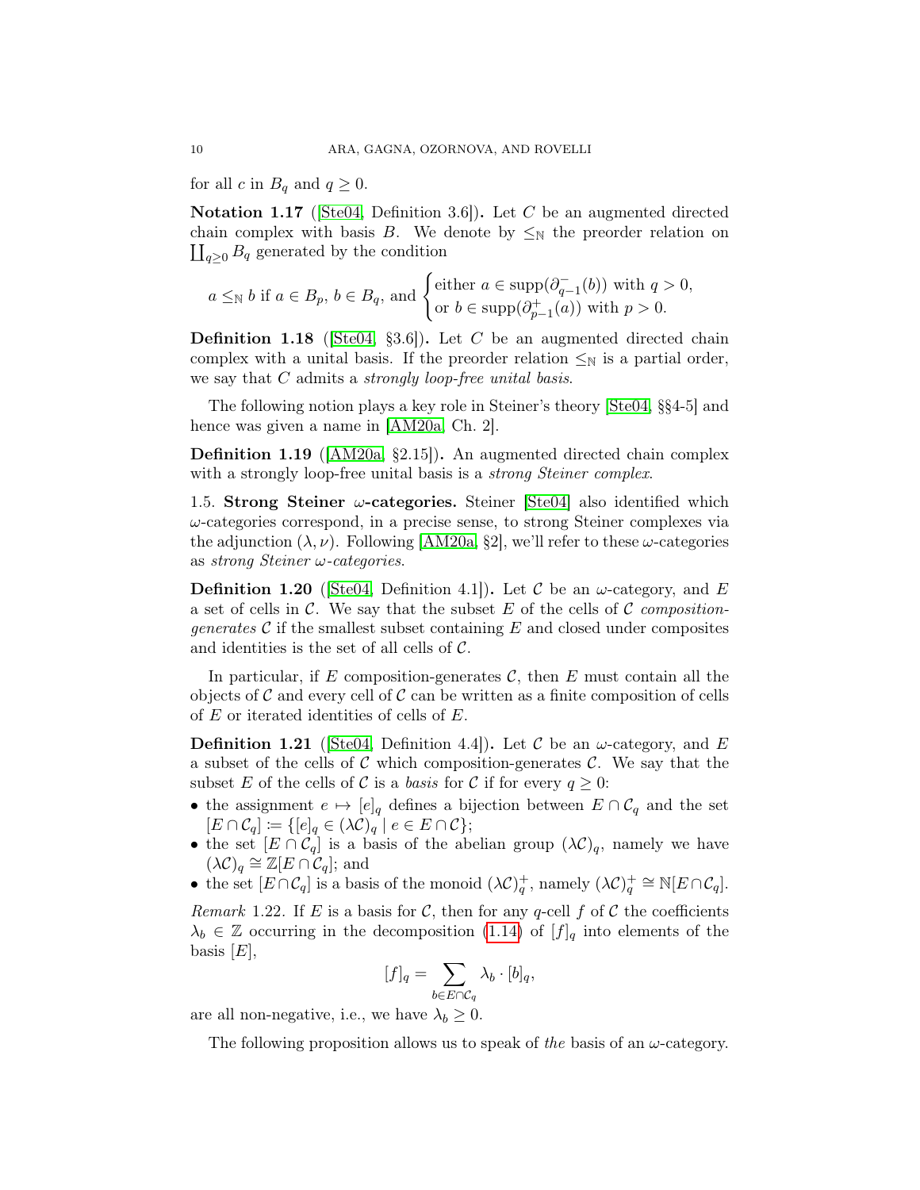for all $c$ in $B_q$ and $q \geq 0$.

**Notation 1.17** ([Ste04, Definition 3.6])**.** Let $C$ be an augmented directed chain complex with basis $B$. We denote by $\leq_{\mathbb{N}}$ the preorder relation on $\coprod_{q\geq 0} B_q$ generated by the condition

$$a \leq_{\mathbb{N}} b \text{ if } a \in B_p,\, b \in B_q, \text{ and } \begin{cases} \text{either } a \in \operatorname{supp}(\partial^-_{q-1}(b)) \text{ with } q > 0, \\ \text{or } b \in \operatorname{supp}(\partial^+_{p-1}(a)) \text{ with } p > 0. \end{cases}$$

**Definition 1.18** ([Ste04, §3.6])**.** Let $C$ be an augmented directed chain complex with a unital basis. If the preorder relation $\leq_{\mathbb{N}}$ is a partial order, we say that $C$ admits a *strongly loop-free unital basis*.

The following notion plays a key role in Steiner's theory [Ste04, §§4-5] and hence was given a name in [AM20a, Ch. 2].

**Definition 1.19** ([AM20a, §2.15])**.** An augmented directed chain complex with a strongly loop-free unital basis is a *strong Steiner complex*.

1.5. **Strong Steiner $\omega$-categories.** Steiner [Ste04] also identified which $\omega$-categories correspond, in a precise sense, to strong Steiner complexes via the adjunction $(\lambda, \nu)$. Following [AM20a, §2], we'll refer to these $\omega$-categories as *strong Steiner $\omega$-categories*.

**Definition 1.20** ([Ste04, Definition 4.1])**.** Let $\mathcal{C}$ be an $\omega$-category, and $E$ a set of cells in $\mathcal{C}$. We say that the subset $E$ of the cells of $\mathcal{C}$ *composition-generates* $\mathcal{C}$ if the smallest subset containing $E$ and closed under composites and identities is the set of all cells of $\mathcal{C}$.

In particular, if $E$ composition-generates $\mathcal{C}$, then $E$ must contain all the objects of $\mathcal{C}$ and every cell of $\mathcal{C}$ can be written as a finite composition of cells of $E$ or iterated identities of cells of $E$.

**Definition 1.21** ([Ste04, Definition 4.4])**.** Let $\mathcal{C}$ be an $\omega$-category, and $E$ a subset of the cells of $\mathcal{C}$ which composition-generates $\mathcal{C}$. We say that the subset $E$ of the cells of $\mathcal{C}$ is a *basis* for $\mathcal{C}$ if for every $q \geq 0$:

- the assignment $e \mapsto [e]_q$ defines a bijection between $E \cap \mathcal{C}_q$ and the set $[E \cap \mathcal{C}_q] \coloneqq \{[e]_q \in (\lambda\mathcal{C})_q \mid e \in E \cap \mathcal{C}\}$;
- the set $[E \cap \mathcal{C}_q]$ is a basis of the abelian group $(\lambda\mathcal{C})_q$, namely we have $(\lambda\mathcal{C})_q \cong \mathbb{Z}[E \cap \mathcal{C}_q]$; and
- the set $[E \cap \mathcal{C}_q]$ is a basis of the monoid $(\lambda\mathcal{C})^+_q$, namely $(\lambda\mathcal{C})^+_q \cong \mathbb{N}[E \cap \mathcal{C}_q]$.

*Remark* 1.22. If $E$ is a basis for $\mathcal{C}$, then for any $q$-cell $f$ of $\mathcal{C}$ the coefficients $\lambda_b \in \mathbb{Z}$ occurring in the decomposition (1.14) of $[f]_q$ into elements of the basis $[E]$,

$$[f]_q = \sum_{b \in E \cap \mathcal{C}_q} \lambda_b \cdot [b]_q,$$

are all non-negative, i.e., we have $\lambda_b \geq 0$.

The following proposition allows us to speak of *the* basis of an $\omega$-category.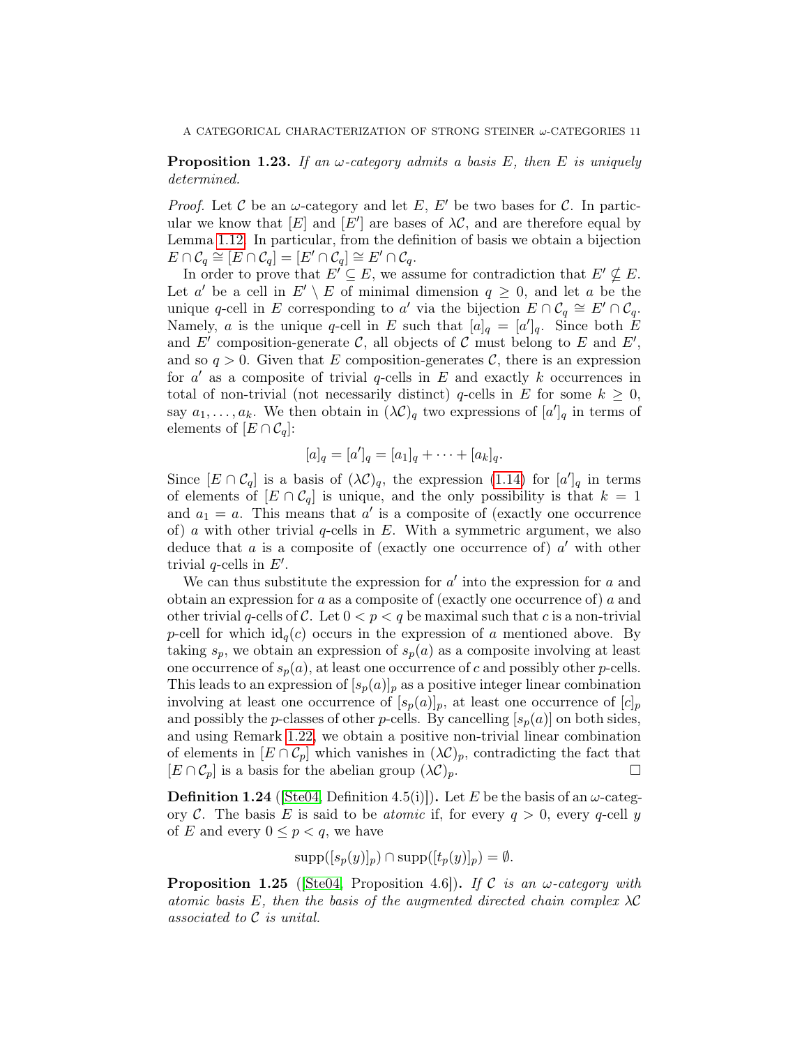**Proposition 1.23.** *If an $\omega$-category admits a basis $E$, then $E$ is uniquely determined.*

*Proof.* Let $\mathcal{C}$ be an $\omega$-category and let $E$, $E'$ be two bases for $\mathcal{C}$. In particular we know that $[E]$ and $[E']$ are bases of $\lambda\mathcal{C}$, and are therefore equal by Lemma 1.12. In particular, from the definition of basis we obtain a bijection $E \cap \mathcal{C}_q \cong [E \cap \mathcal{C}_q] = [E' \cap \mathcal{C}_q] \cong E' \cap \mathcal{C}_q$.

In order to prove that $E' \subseteq E$, we assume for contradiction that $E' \nsubseteq E$. Let $a'$ be a cell in $E' \setminus E$ of minimal dimension $q \geq 0$, and let $a$ be the unique $q$-cell in $E$ corresponding to $a'$ via the bijection $E \cap \mathcal{C}_q \cong E' \cap \mathcal{C}_q$. Namely, $a$ is the unique $q$-cell in $E$ such that $[a]_q = [a']_q$. Since both $E$ and $E'$ composition-generate $\mathcal{C}$, all objects of $\mathcal{C}$ must belong to $E$ and $E'$, and so $q > 0$. Given that $E$ composition-generates $\mathcal{C}$, there is an expression for $a'$ as a composite of trivial $q$-cells in $E$ and exactly $k$ occurrences in total of non-trivial (not necessarily distinct) $q$-cells in $E$ for some $k \geq 0$, say $a_1, \ldots, a_k$. We then obtain in $(\lambda\mathcal{C})_q$ two expressions of $[a']_q$ in terms of elements of $[E \cap \mathcal{C}_q]$:

$$[a]_q = [a']_q = [a_1]_q + \cdots + [a_k]_q.$$

Since $[E \cap \mathcal{C}_q]$ is a basis of $(\lambda\mathcal{C})_q$, the expression (1.14) for $[a']_q$ in terms of elements of $[E \cap \mathcal{C}_q]$ is unique, and the only possibility is that $k = 1$ and $a_1 = a$. This means that $a'$ is a composite of (exactly one occurrence of) $a$ with other trivial $q$-cells in $E$. With a symmetric argument, we also deduce that $a$ is a composite of (exactly one occurrence of) $a'$ with other trivial $q$-cells in $E'$.

We can thus substitute the expression for $a'$ into the expression for $a$ and obtain an expression for $a$ as a composite of (exactly one occurrence of) $a$ and other trivial $q$-cells of $\mathcal{C}$. Let $0 < p < q$ be maximal such that $c$ is a non-trivial $p$-cell for which $\mathrm{id}_q(c)$ occurs in the expression of $a$ mentioned above. By taking $s_p$, we obtain an expression of $s_p(a)$ as a composite involving at least one occurrence of $s_p(a)$, at least one occurrence of $c$ and possibly other $p$-cells. This leads to an expression of $[s_p(a)]_p$ as a positive integer linear combination involving at least one occurrence of $[s_p(a)]_p$, at least one occurrence of $[c]_p$ and possibly the $p$-classes of other $p$-cells. By cancelling $[s_p(a)]$ on both sides, and using Remark 1.22, we obtain a positive non-trivial linear combination of elements in $[E \cap \mathcal{C}_p]$ which vanishes in $(\lambda\mathcal{C})_p$, contradicting the fact that $[E \cap \mathcal{C}_p]$ is a basis for the abelian group $(\lambda\mathcal{C})_p$. $\square$

**Definition 1.24** ([Ste04, Definition 4.5(i)])**.** Let $E$ be the basis of an $\omega$-category $\mathcal{C}$. The basis $E$ is said to be *atomic* if, for every $q > 0$, every $q$-cell $y$ of $E$ and every $0 \leq p < q$, we have

$$\mathrm{supp}([s_p(y)]_p) \cap \mathrm{supp}([t_p(y)]_p) = \emptyset.$$

**Proposition 1.25** ([Ste04, Proposition 4.6])**.** *If $\mathcal{C}$ is an $\omega$-category with atomic basis $E$, then the basis of the augmented directed chain complex $\lambda\mathcal{C}$ associated to $\mathcal{C}$ is unital.*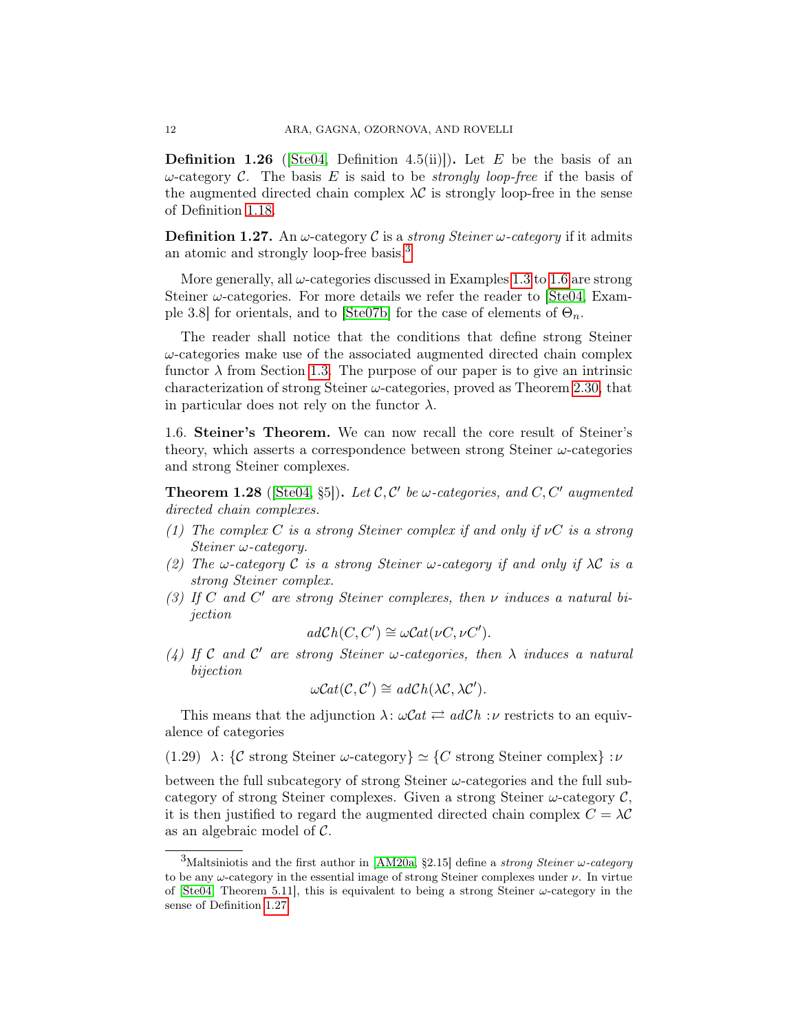**Definition 1.26** ([Ste04, Definition 4.5(ii)]). Let $E$ be the basis of an $\omega$-category $\mathcal{C}$. The basis $E$ is said to be *strongly loop-free* if the basis of the augmented directed chain complex $\lambda\mathcal{C}$ is strongly loop-free in the sense of Definition 1.18.

**Definition 1.27.** An $\omega$-category $\mathcal{C}$ is a *strong Steiner $\omega$-category* if it admits an atomic and strongly loop-free basis.[3]

More generally, all $\omega$-categories discussed in Examples 1.3 to 1.6 are strong Steiner $\omega$-categories. For more details we refer the reader to [Ste04, Example 3.8] for orientals, and to [Ste07b] for the case of elements of $\Theta_n$.

The reader shall notice that the conditions that define strong Steiner $\omega$-categories make use of the associated augmented directed chain complex functor $\lambda$ from Section 1.3. The purpose of our paper is to give an intrinsic characterization of strong Steiner $\omega$-categories, proved as Theorem 2.30, that in particular does not rely on the functor $\lambda$.

1.6. **Steiner's Theorem.** We can now recall the core result of Steiner's theory, which asserts a correspondence between strong Steiner $\omega$-categories and strong Steiner complexes.

**Theorem 1.28** ([Ste04, §5]). *Let $\mathcal{C}, \mathcal{C}'$ be $\omega$-categories, and $C, C'$ augmented directed chain complexes.*

1. *The complex $C$ is a strong Steiner complex if and only if $\nu C$ is a strong Steiner $\omega$-category.*
2. *The $\omega$-category $\mathcal{C}$ is a strong Steiner $\omega$-category if and only if $\lambda\mathcal{C}$ is a strong Steiner complex.*
3. *If $C$ and $C'$ are strong Steiner complexes, then $\nu$ induces a natural bijection*
$$ad\mathcal{C}h(C, C') \cong \omega\mathcal{C}at(\nu C, \nu C').$$
4. *If $\mathcal{C}$ and $\mathcal{C}'$ are strong Steiner $\omega$-categories, then $\lambda$ induces a natural bijection*
$$\omega\mathcal{C}at(\mathcal{C}, \mathcal{C}') \cong ad\mathcal{C}h(\lambda\mathcal{C}, \lambda\mathcal{C}').$$

This means that the adjunction $\lambda\colon \omega\mathcal{C}at \rightleftarrows ad\mathcal{C}h : \nu$ restricts to an equivalence of categories

$$\lambda\colon \{\mathcal{C} \text{ strong Steiner } \omega\text{-category}\} \simeq \{C \text{ strong Steiner complex}\} : \nu \tag{1.29}$$

between the full subcategory of strong Steiner $\omega$-categories and the full subcategory of strong Steiner complexes. Given a strong Steiner $\omega$-category $\mathcal{C}$, it is then justified to regard the augmented directed chain complex $C = \lambda\mathcal{C}$ as an algebraic model of $\mathcal{C}$.

---

[3] Maltsiniotis and the first author in [AM20a, §2.15] define a *strong Steiner $\omega$-category* to be any $\omega$-category in the essential image of strong Steiner complexes under $\nu$. In virtue of [Ste04, Theorem 5.11], this is equivalent to being a strong Steiner $\omega$-category in the sense of Definition 1.27.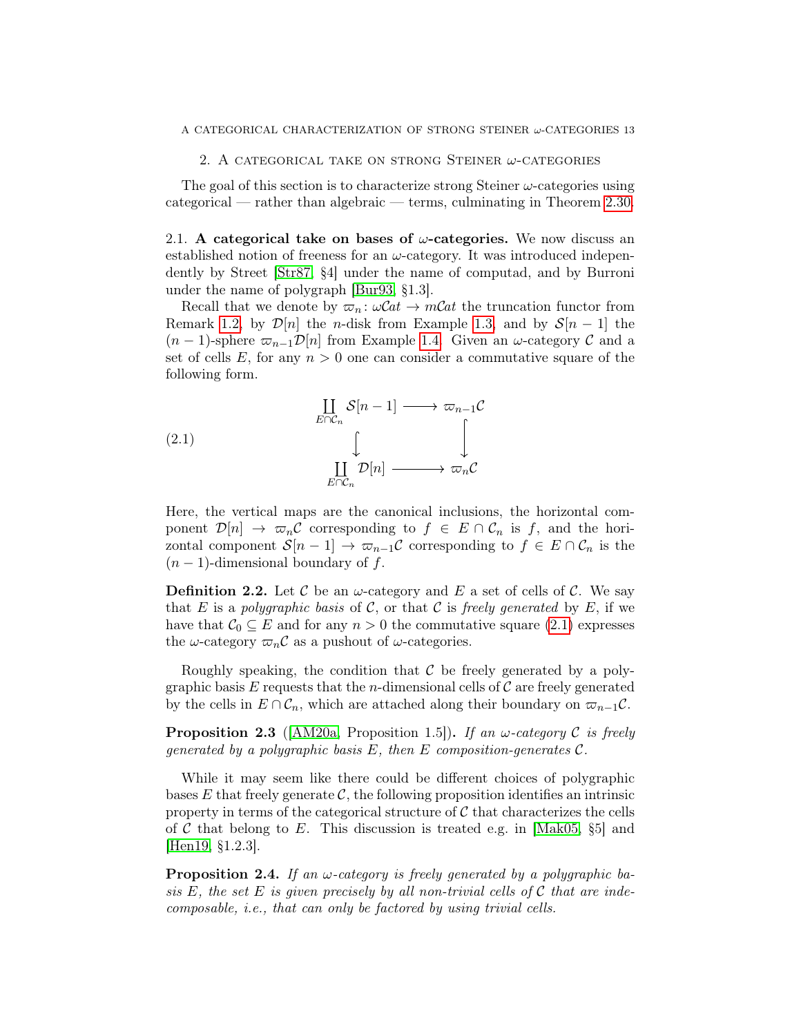## 2. A categorical take on strong Steiner $\omega$-categories

The goal of this section is to characterize strong Steiner $\omega$-categories using categorical — rather than algebraic — terms, culminating in Theorem 2.30.

### 2.1. A categorical take on bases of $\omega$-categories.

We now discuss an established notion of freeness for an $\omega$-category. It was introduced independently by Street [Str87, §4] under the name of computad, and by Burroni under the name of polygraph [Bur93, §1.3].

Recall that we denote by $\varpi_n \colon \omega\mathcal{C}at \to m\mathcal{C}at$ the truncation functor from Remark 1.2, by $\mathcal{D}[n]$ the $n$-disk from Example 1.3, and by $\mathcal{S}[n-1]$ the $(n-1)$-sphere $\varpi_{n-1}\mathcal{D}[n]$ from Example 1.4. Given an $\omega$-category $\mathcal{C}$ and a set of cells $E$, for any $n > 0$ one can consider a commutative square of the following form.

$$
\begin{array}{ccc}
\coprod\limits_{E\cap\mathcal{C}_n} \mathcal{S}[n-1] & \longrightarrow & \varpi_{n-1}\mathcal{C} \\
\big\downarrow & & \big\downarrow \\
\coprod\limits_{E\cap\mathcal{C}_n} \mathcal{D}[n] & \longrightarrow & \varpi_n\mathcal{C}
\end{array}
\tag{2.1}
$$

Here, the vertical maps are the canonical inclusions, the horizontal component $\mathcal{D}[n] \to \varpi_n\mathcal{C}$ corresponding to $f \in E \cap \mathcal{C}_n$ is $f$, and the horizontal component $\mathcal{S}[n-1] \to \varpi_{n-1}\mathcal{C}$ corresponding to $f \in E \cap \mathcal{C}_n$ is the $(n-1)$-dimensional boundary of $f$.

**Definition 2.2.** Let $\mathcal{C}$ be an $\omega$-category and $E$ a set of cells of $\mathcal{C}$. We say that $E$ is a *polygraphic basis* of $\mathcal{C}$, or that $\mathcal{C}$ is *freely generated* by $E$, if we have that $\mathcal{C}_0 \subseteq E$ and for any $n > 0$ the commutative square (2.1) expresses the $\omega$-category $\varpi_n\mathcal{C}$ as a pushout of $\omega$-categories.

Roughly speaking, the condition that $\mathcal{C}$ be freely generated by a polygraphic basis $E$ requests that the $n$-dimensional cells of $\mathcal{C}$ are freely generated by the cells in $E \cap \mathcal{C}_n$, which are attached along their boundary on $\varpi_{n-1}\mathcal{C}$.

**Proposition 2.3** ([AM20a, Proposition 1.5])**.** *If an $\omega$-category $\mathcal{C}$ is freely generated by a polygraphic basis $E$, then $E$ composition-generates $\mathcal{C}$.*

While it may seem like there could be different choices of polygraphic bases $E$ that freely generate $\mathcal{C}$, the following proposition identifies an intrinsic property in terms of the categorical structure of $\mathcal{C}$ that characterizes the cells of $\mathcal{C}$ that belong to $E$. This discussion is treated e.g. in [Mak05, §5] and [Hen19, §1.2.3].

**Proposition 2.4.** *If an $\omega$-category is freely generated by a polygraphic basis $E$, the set $E$ is given precisely by all non-trivial cells of $\mathcal{C}$ that are indecomposable, i.e., that can only be factored by using trivial cells.*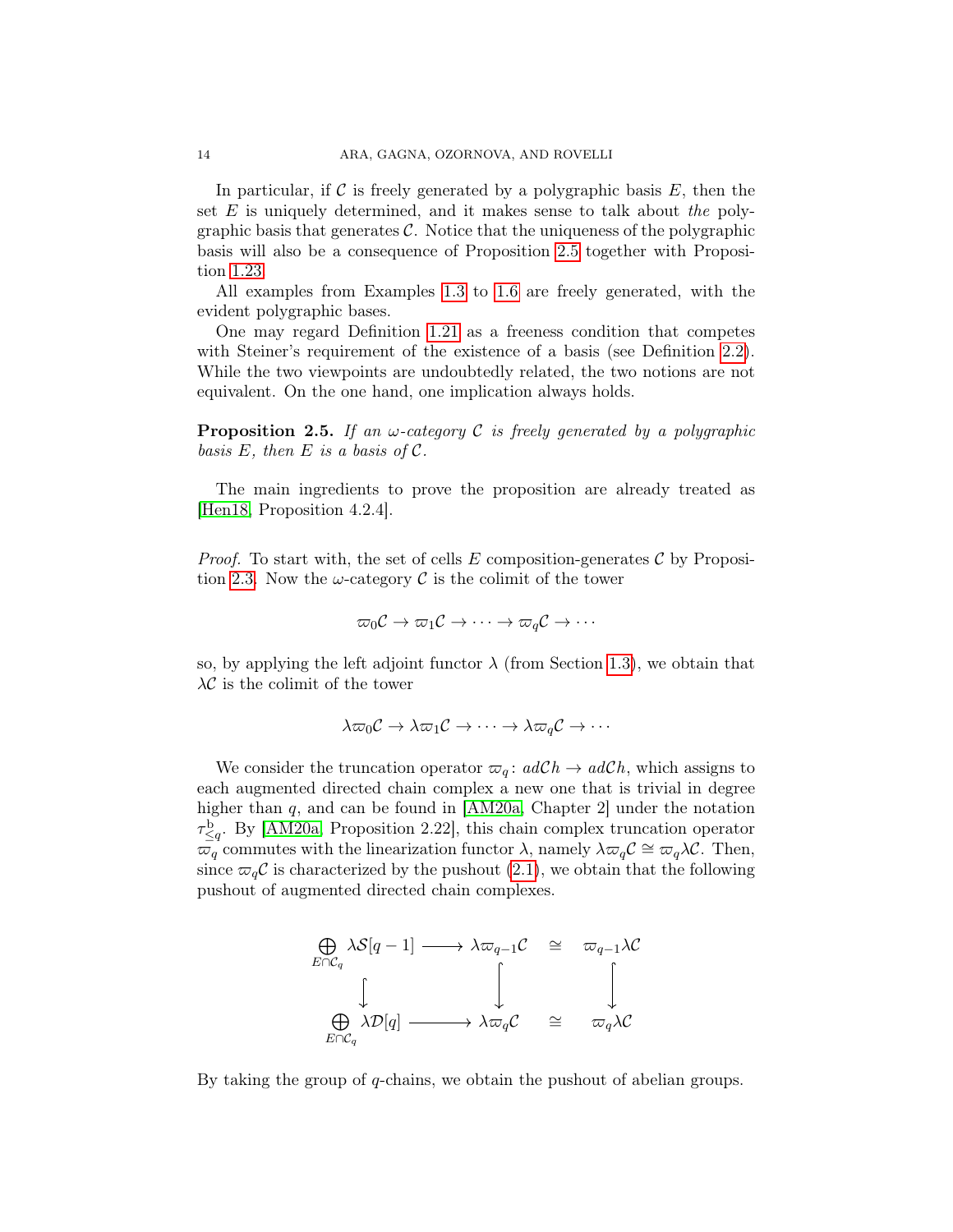In particular, if $\mathcal{C}$ is freely generated by a polygraphic basis $E$, then the set $E$ is uniquely determined, and it makes sense to talk about *the* polygraphic basis that generates $\mathcal{C}$. Notice that the uniqueness of the polygraphic basis will also be a consequence of Proposition 2.5 together with Proposition 1.23.

All examples from Examples 1.3 to 1.6 are freely generated, with the evident polygraphic bases.

One may regard Definition 1.21 as a freeness condition that competes with Steiner's requirement of the existence of a basis (see Definition 2.2). While the two viewpoints are undoubtedly related, the two notions are not equivalent. On the one hand, one implication always holds.

**Proposition 2.5.** *If an $\omega$-category $\mathcal{C}$ is freely generated by a polygraphic basis $E$, then $E$ is a basis of $\mathcal{C}$.*

The main ingredients to prove the proposition are already treated as [Hen18, Proposition 4.2.4].

*Proof.* To start with, the set of cells $E$ composition-generates $\mathcal{C}$ by Proposition 2.3. Now the $\omega$-category $\mathcal{C}$ is the colimit of the tower

$$\varpi_0\mathcal{C} \to \varpi_1\mathcal{C} \to \cdots \to \varpi_q\mathcal{C} \to \cdots$$

so, by applying the left adjoint functor $\lambda$ (from Section 1.3), we obtain that $\lambda\mathcal{C}$ is the colimit of the tower

$$\lambda\varpi_0\mathcal{C} \to \lambda\varpi_1\mathcal{C} \to \cdots \to \lambda\varpi_q\mathcal{C} \to \cdots$$

We consider the truncation operator $\varpi_q\colon \mathit{ad}\mathcal{C}h \to \mathit{ad}\mathcal{C}h$, which assigns to each augmented directed chain complex a new one that is trivial in degree higher than $q$, and can be found in [AM20a, Chapter 2] under the notation $\tau^{\mathrm{b}}_{\leq q}$. By [AM20a, Proposition 2.22], this chain complex truncation operator $\varpi_q$ commutes with the linearization functor $\lambda$, namely $\lambda\varpi_q\mathcal{C} \cong \varpi_q\lambda\mathcal{C}$. Then, since $\varpi_q\mathcal{C}$ is characterized by the pushout (2.1), we obtain that the following pushout of augmented directed chain complexes.

$$\begin{array}{ccccc}
\displaystyle\bigoplus_{E\cap\mathcal{C}_q}\lambda\mathcal{S}[q-1] & \longrightarrow & \lambda\varpi_{q-1}\mathcal{C} & \cong & \varpi_{q-1}\lambda\mathcal{C} \\
\big\downarrow & & \big\downarrow & & \big\downarrow \\
\displaystyle\bigoplus_{E\cap\mathcal{C}_q}\lambda\mathcal{D}[q] & \longrightarrow & \lambda\varpi_q\mathcal{C} & \cong & \varpi_q\lambda\mathcal{C}
\end{array}$$

By taking the group of $q$-chains, we obtain the pushout of abelian groups.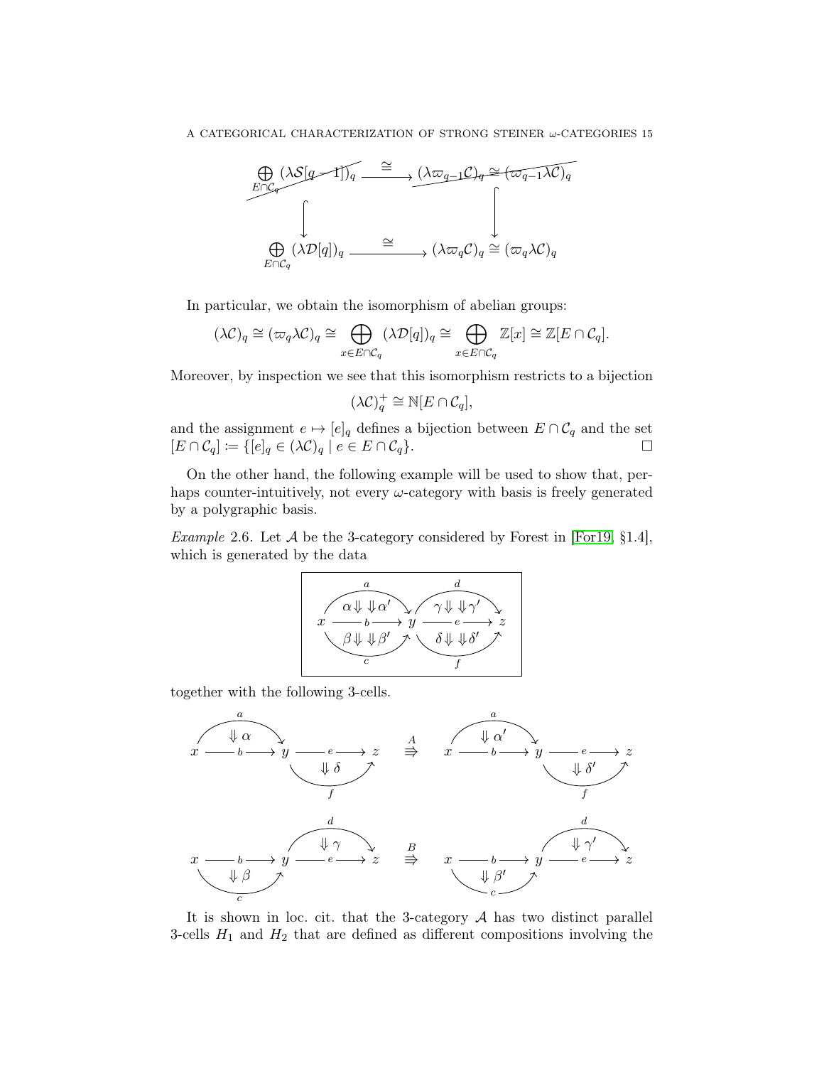$$\begin{array}{ccc}
\bigoplus_{E\cap\mathcal{C}_q} (\lambda\mathcal{S}[q-1])_q & \xrightarrow{\cong} & (\lambda\varpi_{q-1}\mathcal{C})_q \cong (\varpi_{q-1}\lambda\mathcal{C})_q \\
\big\downarrow & & \big\downarrow \\
\bigoplus_{E\cap\mathcal{C}_q} (\lambda\mathcal{D}[q])_q & \xrightarrow{\cong} & (\lambda\varpi_q\mathcal{C})_q \cong (\varpi_q\lambda\mathcal{C})_q
\end{array}$$

In particular, we obtain the isomorphism of abelian groups:

$$(\lambda\mathcal{C})_q \cong (\varpi_q\lambda\mathcal{C})_q \cong \bigoplus_{x\in E\cap\mathcal{C}_q} (\lambda\mathcal{D}[q])_q \cong \bigoplus_{x\in E\cap\mathcal{C}_q} \mathbb{Z}[x] \cong \mathbb{Z}[E\cap\mathcal{C}_q].$$

Moreover, by inspection we see that this isomorphism restricts to a bijection

$$(\lambda\mathcal{C})_q^+ \cong \mathbb{N}[E\cap\mathcal{C}_q],$$

and the assignment $e \mapsto [e]_q$ defines a bijection between $E\cap\mathcal{C}_q$ and the set $[E\cap\mathcal{C}_q] := \{[e]_q \in (\lambda\mathcal{C})_q \mid e \in E\cap\mathcal{C}_q\}$. □

On the other hand, the following example will be used to show that, perhaps counter-intuitively, not every $\omega$-category with basis is freely generated by a polygraphic basis.

*Example* 2.6. Let $\mathcal{A}$ be the 3-category considered by Forest in [For19, §1.4], which is generated by the data

$$x \xrightarrow{a,\ b,\ c} y \xrightarrow{d,\ e,\ f} z, \qquad \alpha, \alpha' \colon a \Rightarrow b,\quad \beta, \beta' \colon b \Rightarrow c,\quad \gamma, \gamma' \colon d \Rightarrow e,\quad \delta, \delta' \colon e \Rightarrow f$$

together with the following 3-cells.

$$A \colon \alpha * \delta \Rrightarrow \alpha' * \delta' \qquad \text{(from } a * e \text{ to } b * f\text{)}$$

$$B \colon \beta * \gamma \Rrightarrow \beta' * \gamma' \qquad \text{(from } b * d \text{ to } c * e\text{)}$$

It is shown in loc. cit. that the 3-category $\mathcal{A}$ has two distinct parallel 3-cells $H_1$ and $H_2$ that are defined as different compositions involving the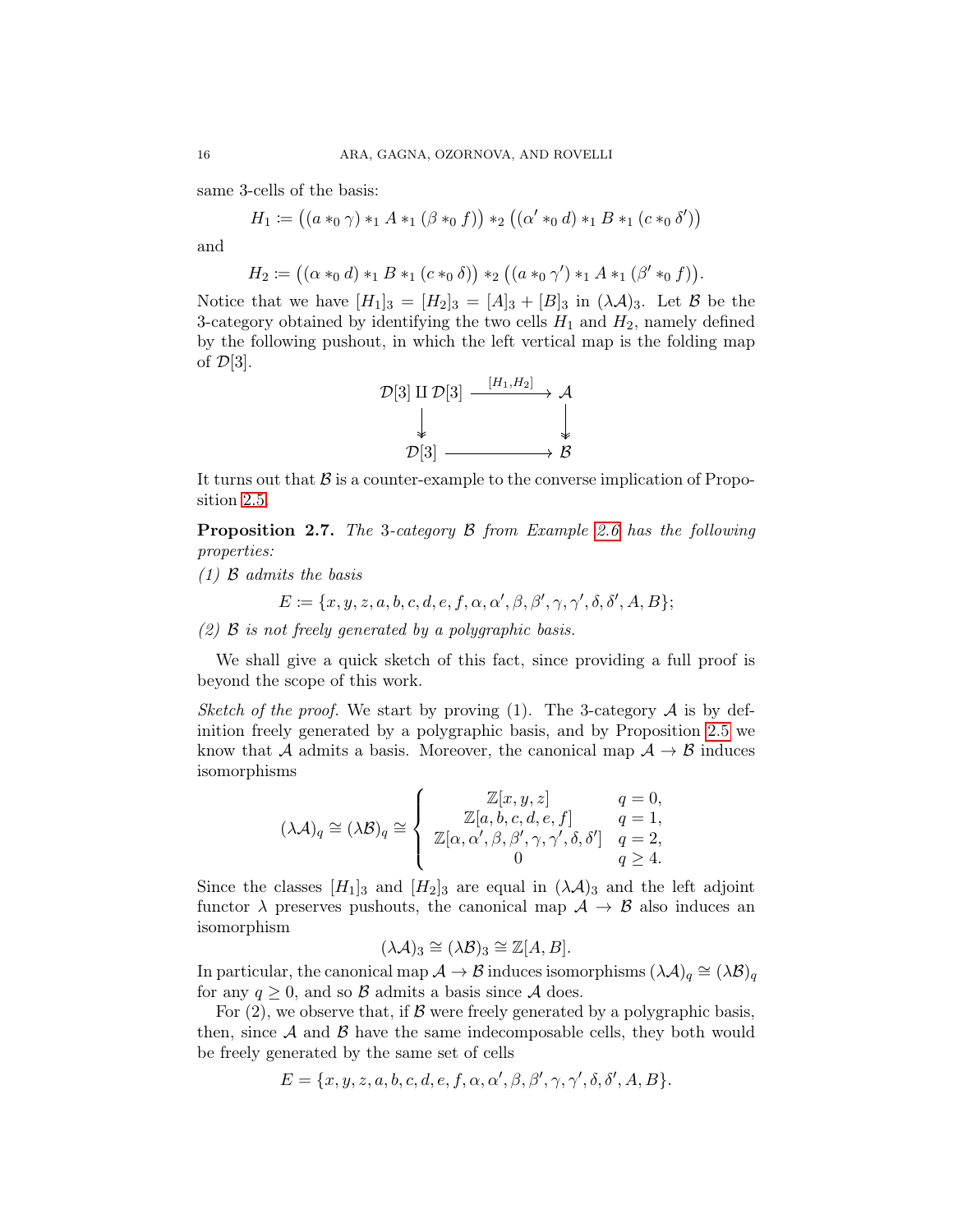same 3-cells of the basis:

$$H_1 := \big((a *_0 \gamma) *_1 A *_1 (\beta *_0 f)\big) *_2 \big((\alpha' *_0 d) *_1 B *_1 (c *_0 \delta')\big)$$

and

$$H_2 := \big((\alpha *_0 d) *_1 B *_1 (c *_0 \delta)\big) *_2 \big((a *_0 \gamma') *_1 A *_1 (\beta' *_0 f)\big).$$

Notice that we have $[H_1]_3 = [H_2]_3 = [A]_3 + [B]_3$ in $(\lambda\mathcal{A})_3$. Let $\mathcal{B}$ be the 3-category obtained by identifying the two cells $H_1$ and $H_2$, namely defined by the following pushout, in which the left vertical map is the folding map of $\mathcal{D}[3]$.

$$\begin{array}{ccc} \mathcal{D}[3] \amalg \mathcal{D}[3] & \xrightarrow{[H_1,H_2]} & \mathcal{A} \\ \downarrow & & \downarrow \\ \mathcal{D}[3] & \longrightarrow & \mathcal{B} \end{array}$$

It turns out that $\mathcal{B}$ is a counter-example to the converse implication of Proposition 2.5.

**Proposition 2.7.** *The* 3*-category* $\mathcal{B}$ *from Example 2.6 has the following properties:*

*(1)* $\mathcal{B}$ *admits the basis*

$$E := \{x, y, z, a, b, c, d, e, f, \alpha, \alpha', \beta, \beta', \gamma, \gamma', \delta, \delta', A, B\};$$

*(2)* $\mathcal{B}$ *is not freely generated by a polygraphic basis.*

We shall give a quick sketch of this fact, since providing a full proof is beyond the scope of this work.

*Sketch of the proof.* We start by proving (1). The 3-category $\mathcal{A}$ is by definition freely generated by a polygraphic basis, and by Proposition 2.5 we know that $\mathcal{A}$ admits a basis. Moreover, the canonical map $\mathcal{A} \to \mathcal{B}$ induces isomorphisms

$$(\lambda\mathcal{A})_q \cong (\lambda\mathcal{B})_q \cong \begin{cases} \mathbb{Z}[x, y, z] & q = 0, \\ \mathbb{Z}[a, b, c, d, e, f] & q = 1, \\ \mathbb{Z}[\alpha, \alpha', \beta, \beta', \gamma, \gamma', \delta, \delta'] & q = 2, \\ 0 & q \geq 4. \end{cases}$$

Since the classes $[H_1]_3$ and $[H_2]_3$ are equal in $(\lambda\mathcal{A})_3$ and the left adjoint functor $\lambda$ preserves pushouts, the canonical map $\mathcal{A} \to \mathcal{B}$ also induces an isomorphism

$$(\lambda\mathcal{A})_3 \cong (\lambda\mathcal{B})_3 \cong \mathbb{Z}[A, B].$$

In particular, the canonical map $\mathcal{A} \to \mathcal{B}$ induces isomorphisms $(\lambda\mathcal{A})_q \cong (\lambda\mathcal{B})_q$ for any $q \geq 0$, and so $\mathcal{B}$ admits a basis since $\mathcal{A}$ does.

For (2), we observe that, if $\mathcal{B}$ were freely generated by a polygraphic basis, then, since $\mathcal{A}$ and $\mathcal{B}$ have the same indecomposable cells, they both would be freely generated by the same set of cells

$$E = \{x, y, z, a, b, c, d, e, f, \alpha, \alpha', \beta, \beta', \gamma, \gamma', \delta, \delta', A, B\}.$$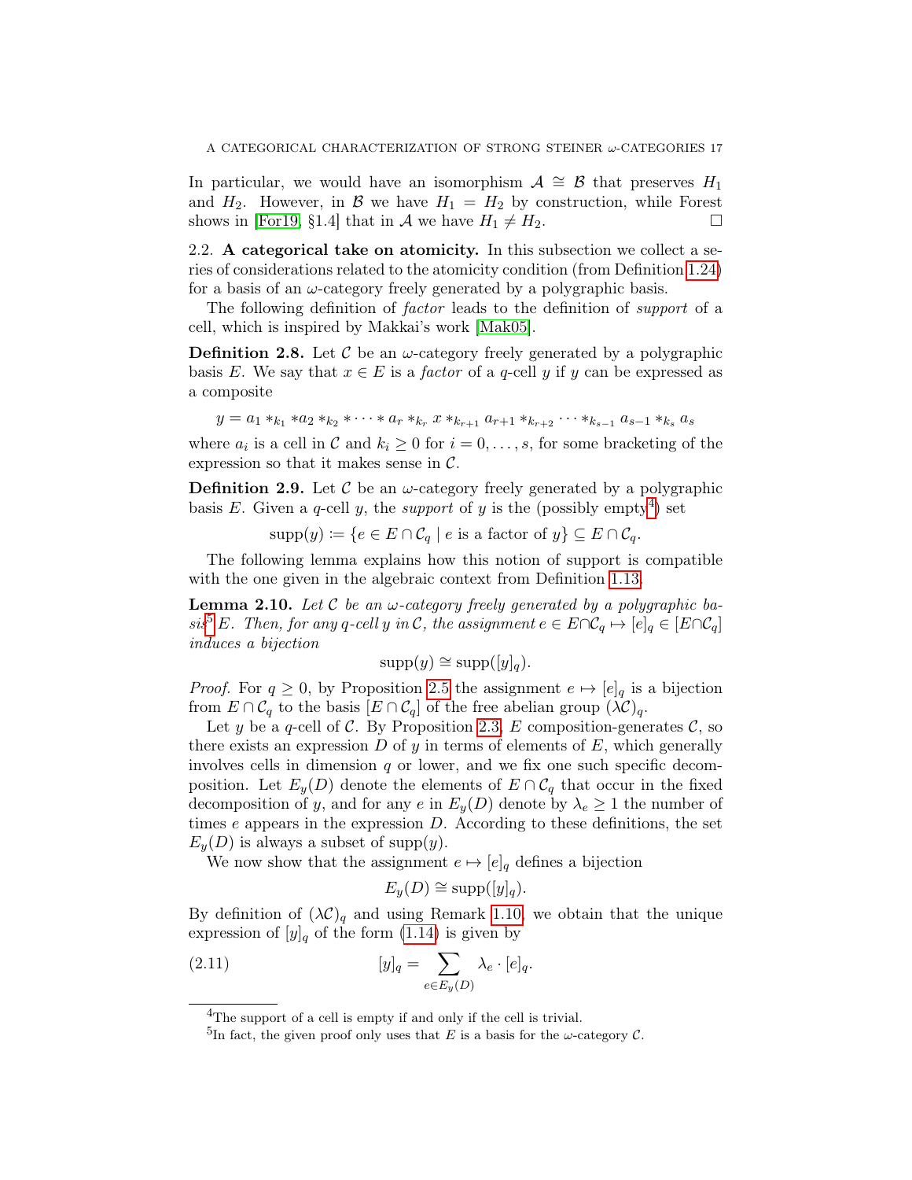In particular, we would have an isomorphism $\mathcal{A} \cong \mathcal{B}$ that preserves $H_1$ and $H_2$. However, in $\mathcal{B}$ we have $H_1 = H_2$ by construction, while Forest shows in [For19, §1.4] that in $\mathcal{A}$ we have $H_1 \neq H_2$. □

## 2.2. A categorical take on atomicity.

In this subsection we collect a series of considerations related to the atomicity condition (from Definition 1.24) for a basis of an $\omega$-category freely generated by a polygraphic basis.

The following definition of *factor* leads to the definition of *support* of a cell, which is inspired by Makkai's work [Mak05].

**Definition 2.8.** Let $\mathcal{C}$ be an $\omega$-category freely generated by a polygraphic basis $E$. We say that $x \in E$ is a *factor* of a $q$-cell $y$ if $y$ can be expressed as a composite

$$y = a_1 *_{k_1} *a_2 *_{k_2} * \cdots * a_r *_{k_r} x *_{k_{r+1}} a_{r+1} *_{k_{r+2}} \cdots *_{k_{s-1}} a_{s-1} *_{k_s} a_s$$

where $a_i$ is a cell in $\mathcal{C}$ and $k_i \geq 0$ for $i = 0, \ldots, s$, for some bracketing of the expression so that it makes sense in $\mathcal{C}$.

**Definition 2.9.** Let $\mathcal{C}$ be an $\omega$-category freely generated by a polygraphic basis $E$. Given a $q$-cell $y$, the *support* of $y$ is the (possibly empty[4]) set

$$\operatorname{supp}(y) \coloneqq \{e \in E \cap \mathcal{C}_q \mid e \text{ is a factor of } y\} \subseteq E \cap \mathcal{C}_q.$$

The following lemma explains how this notion of support is compatible with the one given in the algebraic context from Definition 1.13.

**Lemma 2.10.** *Let $\mathcal{C}$ be an $\omega$-category freely generated by a polygraphic basis[5] $E$. Then, for any $q$-cell $y$ in $\mathcal{C}$, the assignment $e \in E \cap \mathcal{C}_q \mapsto [e]_q \in [E \cap \mathcal{C}_q]$ induces a bijection*

$$\operatorname{supp}(y) \cong \operatorname{supp}([y]_q).$$

*Proof.* For $q \geq 0$, by Proposition 2.5 the assignment $e \mapsto [e]_q$ is a bijection from $E \cap \mathcal{C}_q$ to the basis $[E \cap \mathcal{C}_q]$ of the free abelian group $(\lambda\mathcal{C})_q$.

Let $y$ be a $q$-cell of $\mathcal{C}$. By Proposition 2.3, $E$ composition-generates $\mathcal{C}$, so there exists an expression $D$ of $y$ in terms of elements of $E$, which generally involves cells in dimension $q$ or lower, and we fix one such specific decomposition. Let $E_y(D)$ denote the elements of $E \cap \mathcal{C}_q$ that occur in the fixed decomposition of $y$, and for any $e$ in $E_y(D)$ denote by $\lambda_e \geq 1$ the number of times $e$ appears in the expression $D$. According to these definitions, the set $E_y(D)$ is always a subset of $\operatorname{supp}(y)$.

We now show that the assignment $e \mapsto [e]_q$ defines a bijection

$$E_y(D) \cong \operatorname{supp}([y]_q).$$

By definition of $(\lambda\mathcal{C})_q$ and using Remark 1.10, we obtain that the unique expression of $[y]_q$ of the form (1.14) is given by

$$[y]_q = \sum_{e \in E_y(D)} \lambda_e \cdot [e]_q. \tag{2.11}$$

[4] The support of a cell is empty if and only if the cell is trivial.

[5] In fact, the given proof only uses that $E$ is a basis for the $\omega$-category $\mathcal{C}$.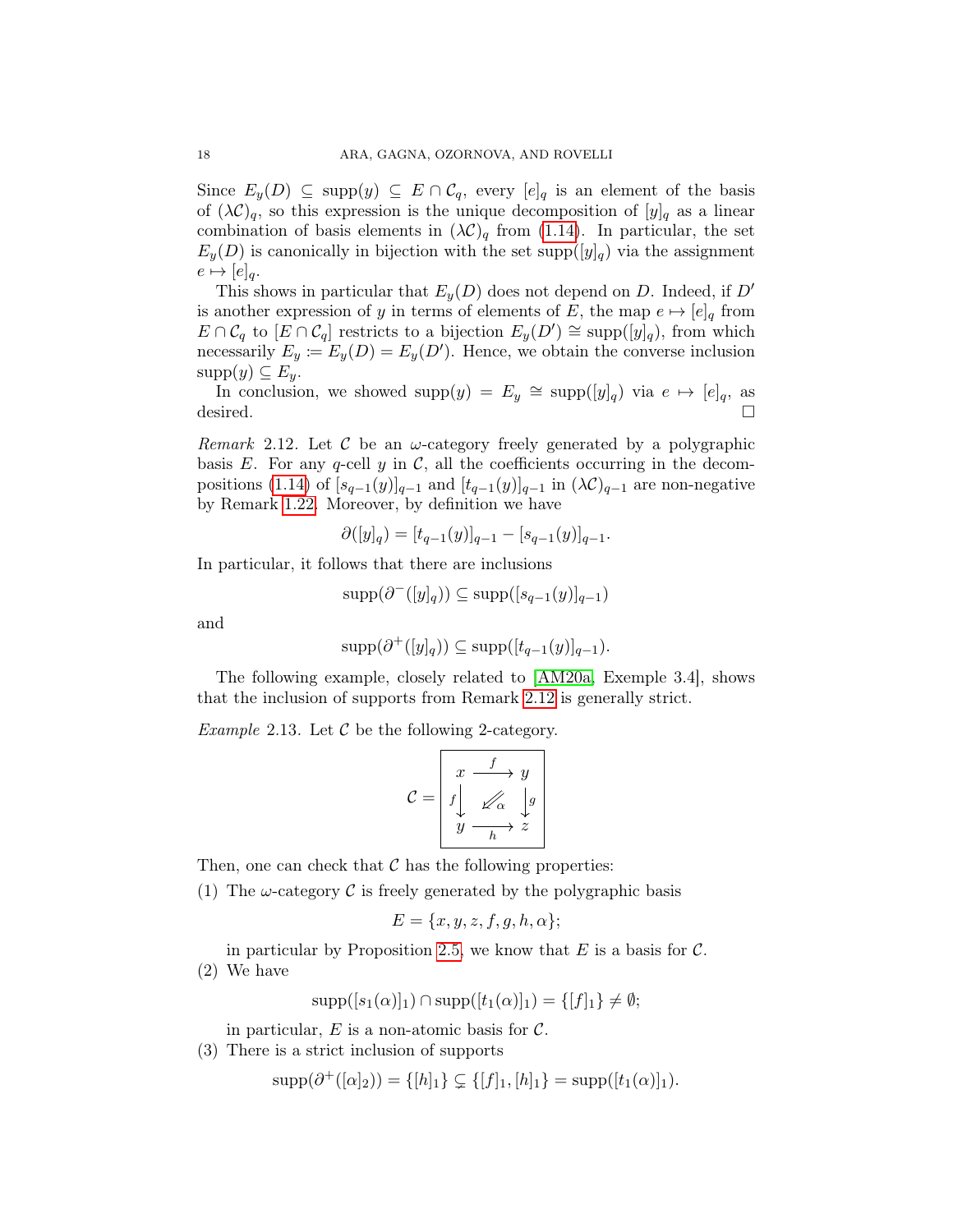Since $E_y(D) \subseteq \operatorname{supp}(y) \subseteq E \cap \mathcal{C}_q$, every $[e]_q$ is an element of the basis of $(\lambda\mathcal{C})_q$, so this expression is the unique decomposition of $[y]_q$ as a linear combination of basis elements in $(\lambda\mathcal{C})_q$ from (1.14). In particular, the set $E_y(D)$ is canonically in bijection with the set $\operatorname{supp}([y]_q)$ via the assignment $e \mapsto [e]_q$.

This shows in particular that $E_y(D)$ does not depend on $D$. Indeed, if $D'$ is another expression of $y$ in terms of elements of $E$, the map $e \mapsto [e]_q$ from $E \cap \mathcal{C}_q$ to $[E \cap \mathcal{C}_q]$ restricts to a bijection $E_y(D') \cong \operatorname{supp}([y]_q)$, from which necessarily $E_y \coloneqq E_y(D) = E_y(D')$. Hence, we obtain the converse inclusion $\operatorname{supp}(y) \subseteq E_y$.

In conclusion, we showed $\operatorname{supp}(y) = E_y \cong \operatorname{supp}([y]_q)$ via $e \mapsto [e]_q$, as desired. □

*Remark* 2.12. Let $\mathcal{C}$ be an $\omega$-category freely generated by a polygraphic basis $E$. For any $q$-cell $y$ in $\mathcal{C}$, all the coefficients occurring in the decompositions (1.14) of $[s_{q-1}(y)]_{q-1}$ and $[t_{q-1}(y)]_{q-1}$ in $(\lambda\mathcal{C})_{q-1}$ are non-negative by Remark 1.22. Moreover, by definition we have

$$\partial([y]_q) = [t_{q-1}(y)]_{q-1} - [s_{q-1}(y)]_{q-1}.$$

In particular, it follows that there are inclusions

$$\operatorname{supp}(\partial^-([y]_q)) \subseteq \operatorname{supp}([s_{q-1}(y)]_{q-1})$$

and

$$\operatorname{supp}(\partial^+([y]_q)) \subseteq \operatorname{supp}([t_{q-1}(y)]_{q-1}).$$

The following example, closely related to [AM20a, Exemple 3.4], shows that the inclusion of supports from Remark 2.12 is generally strict.

*Example* 2.13. Let $\mathcal{C}$ be the following 2-category.

$$\mathcal{C} = \boxed{\begin{array}{ccc} x & \xrightarrow{f} & y \\ {\scriptstyle f}\downarrow & \swarrow_{\alpha} & \downarrow{\scriptstyle g} \\ y & \xrightarrow[h]{} & z \end{array}}$$

Then, one can check that $\mathcal{C}$ has the following properties:

(1) The $\omega$-category $\mathcal{C}$ is freely generated by the polygraphic basis
$$E = \{x, y, z, f, g, h, \alpha\};$$
in particular by Proposition 2.5, we know that $E$ is a basis for $\mathcal{C}$.

(2) We have
$$\operatorname{supp}([s_1(\alpha)]_1) \cap \operatorname{supp}([t_1(\alpha)]_1) = \{[f]_1\} \neq \emptyset;$$
in particular, $E$ is a non-atomic basis for $\mathcal{C}$.

(3) There is a strict inclusion of supports
$$\operatorname{supp}(\partial^+([\alpha]_2)) = \{[h]_1\} \subsetneq \{[f]_1, [h]_1\} = \operatorname{supp}([t_1(\alpha)]_1).$$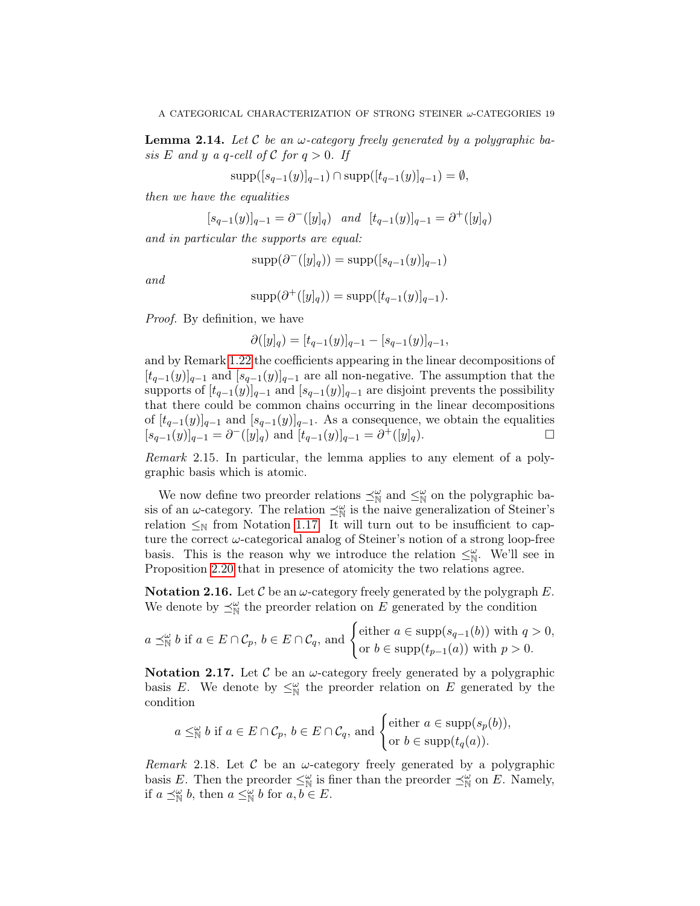**Lemma 2.14.** *Let $\mathcal{C}$ be an $\omega$-category freely generated by a polygraphic basis $E$ and $y$ a $q$-cell of $\mathcal{C}$ for $q > 0$. If*

$$\operatorname{supp}([s_{q-1}(y)]_{q-1}) \cap \operatorname{supp}([t_{q-1}(y)]_{q-1}) = \emptyset,$$

*then we have the equalities*

$$[s_{q-1}(y)]_{q-1} = \partial^-([y]_q) \quad \text{and} \quad [t_{q-1}(y)]_{q-1} = \partial^+([y]_q)$$

*and in particular the supports are equal:*

$$\operatorname{supp}(\partial^-([y]_q)) = \operatorname{supp}([s_{q-1}(y)]_{q-1})$$

*and*

$$\operatorname{supp}(\partial^+([y]_q)) = \operatorname{supp}([t_{q-1}(y)]_{q-1}).$$

*Proof.* By definition, we have

$$\partial([y]_q) = [t_{q-1}(y)]_{q-1} - [s_{q-1}(y)]_{q-1},$$

and by Remark 1.22 the coefficients appearing in the linear decompositions of $[t_{q-1}(y)]_{q-1}$ and $[s_{q-1}(y)]_{q-1}$ are all non-negative. The assumption that the supports of $[t_{q-1}(y)]_{q-1}$ and $[s_{q-1}(y)]_{q-1}$ are disjoint prevents the possibility that there could be common chains occurring in the linear decompositions of $[t_{q-1}(y)]_{q-1}$ and $[s_{q-1}(y)]_{q-1}$. As a consequence, we obtain the equalities $[s_{q-1}(y)]_{q-1} = \partial^-([y]_q)$ and $[t_{q-1}(y)]_{q-1} = \partial^+([y]_q)$. □

*Remark* 2.15. In particular, the lemma applies to any element of a polygraphic basis which is atomic.

We now define two preorder relations $\preceq^\omega_\mathbb{N}$ and $\leq^\omega_\mathbb{N}$ on the polygraphic basis of an $\omega$-category. The relation $\preceq^\omega_\mathbb{N}$ is the naive generalization of Steiner's relation $\leq_\mathbb{N}$ from Notation 1.17. It will turn out to be insufficient to capture the correct $\omega$-categorical analog of Steiner's notion of a strong loop-free basis. This is the reason why we introduce the relation $\leq^\omega_\mathbb{N}$. We'll see in Proposition 2.20 that in presence of atomicity the two relations agree.

**Notation 2.16.** Let $\mathcal{C}$ be an $\omega$-category freely generated by the polygraph $E$. We denote by $\preceq^\omega_\mathbb{N}$ the preorder relation on $E$ generated by the condition

$$a \preceq^\omega_\mathbb{N} b \text{ if } a \in E \cap \mathcal{C}_p,\ b \in E \cap \mathcal{C}_q, \text{ and } \begin{cases} \text{either } a \in \operatorname{supp}(s_{q-1}(b)) \text{ with } q > 0, \\ \text{or } b \in \operatorname{supp}(t_{p-1}(a)) \text{ with } p > 0. \end{cases}$$

**Notation 2.17.** Let $\mathcal{C}$ be an $\omega$-category freely generated by a polygraphic basis $E$. We denote by $\leq^\omega_\mathbb{N}$ the preorder relation on $E$ generated by the condition

$$a \leq^\omega_\mathbb{N} b \text{ if } a \in E \cap \mathcal{C}_p,\ b \in E \cap \mathcal{C}_q, \text{ and } \begin{cases} \text{either } a \in \operatorname{supp}(s_p(b)), \\ \text{or } b \in \operatorname{supp}(t_q(a)). \end{cases}$$

*Remark* 2.18. Let $\mathcal{C}$ be an $\omega$-category freely generated by a polygraphic basis $E$. Then the preorder $\leq^\omega_\mathbb{N}$ is finer than the preorder $\preceq^\omega_\mathbb{N}$ on $E$. Namely, if $a \preceq^\omega_\mathbb{N} b$, then $a \leq^\omega_\mathbb{N} b$ for $a, b \in E$.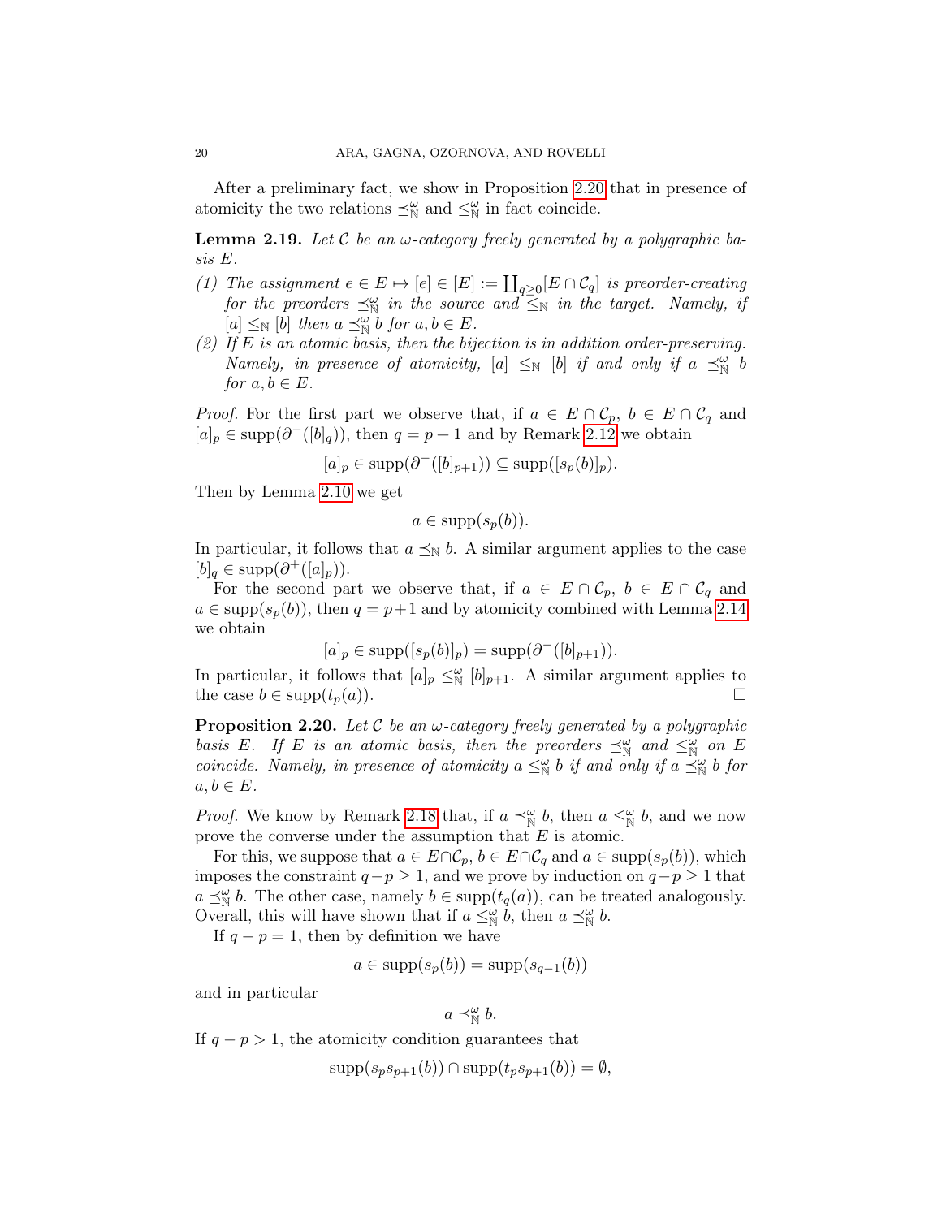After a preliminary fact, we show in Proposition 2.20 that in presence of atomicity the two relations $\preceq^{\omega}_{\mathbb{N}}$ and $\leq^{\omega}_{\mathbb{N}}$ in fact coincide.

**Lemma 2.19.** *Let $\mathcal{C}$ be an $\omega$-category freely generated by a polygraphic basis $E$.*

*(1) The assignment $e \in E \mapsto [e] \in [E] := \coprod_{q\geq 0}[E \cap \mathcal{C}_q]$ is preorder-creating for the preorders $\preceq^{\omega}_{\mathbb{N}}$ in the source and $\leq_{\mathbb{N}}$ in the target. Namely, if $[a] \leq_{\mathbb{N}} [b]$ then $a \preceq^{\omega}_{\mathbb{N}} b$ for $a, b \in E$.*

*(2) If $E$ is an atomic basis, then the bijection is in addition order-preserving. Namely, in presence of atomicity, $[a] \leq_{\mathbb{N}} [b]$ if and only if $a \preceq^{\omega}_{\mathbb{N}} b$ for $a, b \in E$.*

*Proof.* For the first part we observe that, if $a \in E \cap \mathcal{C}_p$, $b \in E \cap \mathcal{C}_q$ and $[a]_p \in \mathrm{supp}(\partial^-([b]_q))$, then $q = p+1$ and by Remark 2.12 we obtain

$$[a]_p \in \mathrm{supp}(\partial^-([b]_{p+1})) \subseteq \mathrm{supp}([s_p(b)]_p).$$

Then by Lemma 2.10 we get

$$a \in \mathrm{supp}(s_p(b)).$$

In particular, it follows that $a \preceq_{\mathbb{N}} b$. A similar argument applies to the case $[b]_q \in \mathrm{supp}(\partial^+([a]_p))$.

For the second part we observe that, if $a \in E \cap \mathcal{C}_p$, $b \in E \cap \mathcal{C}_q$ and $a \in \mathrm{supp}(s_p(b))$, then $q = p+1$ and by atomicity combined with Lemma 2.14 we obtain

$$[a]_p \in \mathrm{supp}([s_p(b)]_p) = \mathrm{supp}(\partial^-([b]_{p+1})).$$

In particular, it follows that $[a]_p \leq^{\omega}_{\mathbb{N}} [b]_{p+1}$. A similar argument applies to the case $b \in \mathrm{supp}(t_p(a))$. □

**Proposition 2.20.** *Let $\mathcal{C}$ be an $\omega$-category freely generated by a polygraphic basis $E$. If $E$ is an atomic basis, then the preorders $\preceq^{\omega}_{\mathbb{N}}$ and $\leq^{\omega}_{\mathbb{N}}$ on $E$ coincide. Namely, in presence of atomicity $a \leq^{\omega}_{\mathbb{N}} b$ if and only if $a \preceq^{\omega}_{\mathbb{N}} b$ for $a, b \in E$.*

*Proof.* We know by Remark 2.18 that, if $a \preceq^{\omega}_{\mathbb{N}} b$, then $a \leq^{\omega}_{\mathbb{N}} b$, and we now prove the converse under the assumption that $E$ is atomic.

For this, we suppose that $a \in E\cap\mathcal{C}_p$, $b \in E\cap\mathcal{C}_q$ and $a \in \mathrm{supp}(s_p(b))$, which imposes the constraint $q-p \geq 1$, and we prove by induction on $q-p \geq 1$ that $a \preceq^{\omega}_{\mathbb{N}} b$. The other case, namely $b \in \mathrm{supp}(t_q(a))$, can be treated analogously. Overall, this will have shown that if $a \leq^{\omega}_{\mathbb{N}} b$, then $a \preceq^{\omega}_{\mathbb{N}} b$.

If $q - p = 1$, then by definition we have

$$a \in \mathrm{supp}(s_p(b)) = \mathrm{supp}(s_{q-1}(b))$$

and in particular

$$a \preceq^{\omega}_{\mathbb{N}} b.$$

If $q - p > 1$, the atomicity condition guarantees that

$$\mathrm{supp}(s_p s_{p+1}(b)) \cap \mathrm{supp}(t_p s_{p+1}(b)) = \emptyset,$$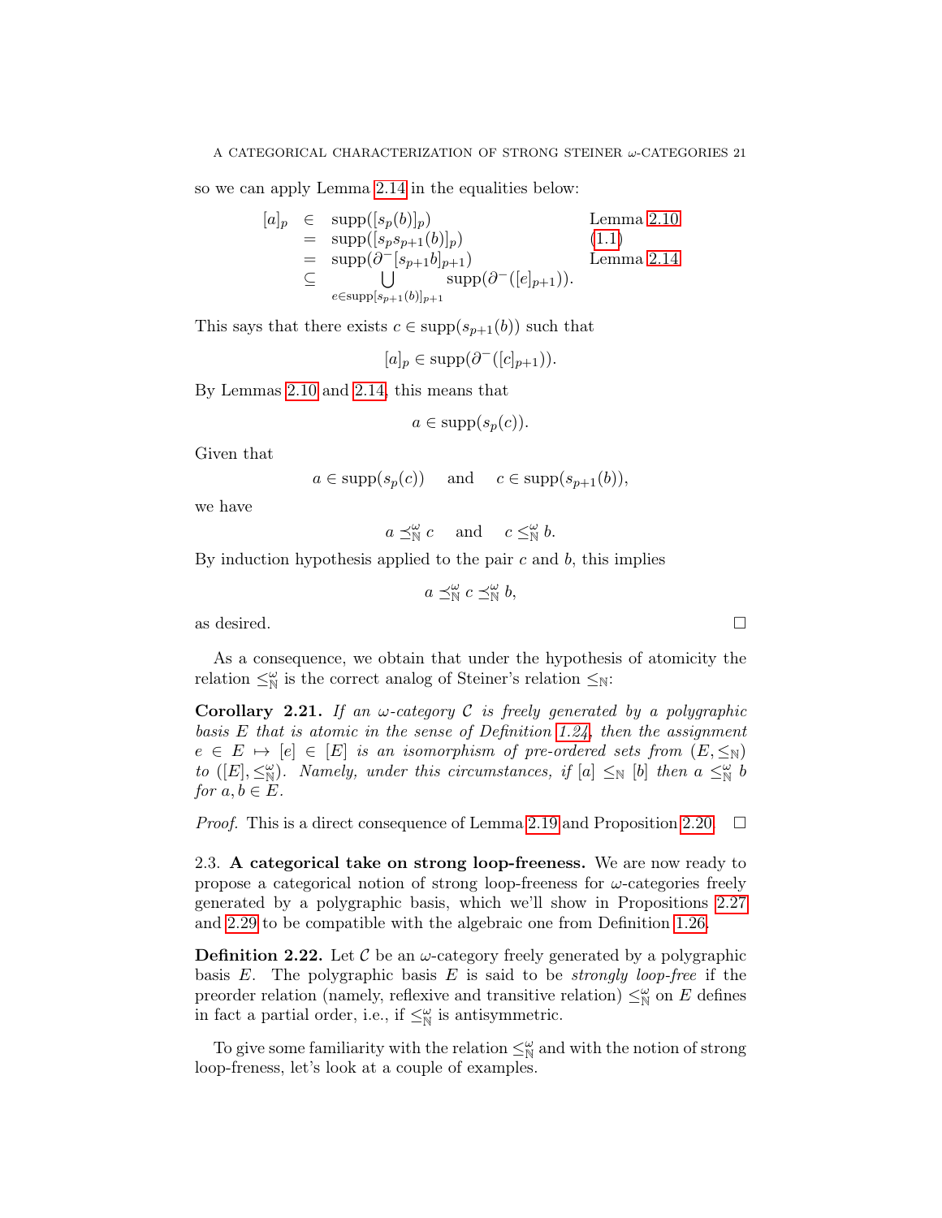so we can apply Lemma 2.14 in the equalities below:

$$
\begin{array}{rcll}
[a]_p & \in & \operatorname{supp}([s_p(b)]_p) & \text{Lemma 2.10} \\
& = & \operatorname{supp}([s_p s_{p+1}(b)]_p) & (1.1) \\
& = & \operatorname{supp}(\partial^-[s_{p+1}b]_{p+1}) & \text{Lemma 2.14} \\
& \subseteq & \displaystyle\bigcup_{e\in \operatorname{supp}[s_{p+1}(b)]_{p+1}} \operatorname{supp}(\partial^-([e]_{p+1})). &
\end{array}
$$

This says that there exists $c \in \operatorname{supp}(s_{p+1}(b))$ such that

$$[a]_p \in \operatorname{supp}(\partial^-([c]_{p+1})).$$

By Lemmas 2.10 and 2.14, this means that

$$a \in \operatorname{supp}(s_p(c)).$$

Given that

$$a \in \operatorname{supp}(s_p(c)) \quad \text{ and } \quad c \in \operatorname{supp}(s_{p+1}(b)),$$

we have

$$a \preceq^{\omega}_{\mathbb{N}} c \quad \text{ and } \quad c \leq^{\omega}_{\mathbb{N}} b.$$

By induction hypothesis applied to the pair $c$ and $b$, this implies

$$a \preceq^{\omega}_{\mathbb{N}} c \preceq^{\omega}_{\mathbb{N}} b,$$

as desired. □

As a consequence, we obtain that under the hypothesis of atomicity the relation $\leq^{\omega}_{\mathbb{N}}$ is the correct analog of Steiner's relation $\leq_{\mathbb{N}}$:

**Corollary 2.21.** *If an $\omega$-category $\mathcal{C}$ is freely generated by a polygraphic basis $E$ that is atomic in the sense of Definition 1.24, then the assignment $e \in E \mapsto [e] \in [E]$ is an isomorphism of pre-ordered sets from $(E, \leq_{\mathbb{N}})$ to $([E], \leq^{\omega}_{\mathbb{N}})$. Namely, under this circumstances, if $[a] \leq_{\mathbb{N}} [b]$ then $a \leq^{\omega}_{\mathbb{N}} b$ for $a, b \in E$.*

*Proof.* This is a direct consequence of Lemma 2.19 and Proposition 2.20. □

2.3. **A categorical take on strong loop-freeness.** We are now ready to propose a categorical notion of strong loop-freeness for $\omega$-categories freely generated by a polygraphic basis, which we'll show in Propositions 2.27 and 2.29 to be compatible with the algebraic one from Definition 1.26.

**Definition 2.22.** Let $\mathcal{C}$ be an $\omega$-category freely generated by a polygraphic basis $E$. The polygraphic basis $E$ is said to be *strongly loop-free* if the preorder relation (namely, reflexive and transitive relation) $\leq^{\omega}_{\mathbb{N}}$ on $E$ defines in fact a partial order, i.e., if $\leq^{\omega}_{\mathbb{N}}$ is antisymmetric.

To give some familiarity with the relation $\leq^{\omega}_{\mathbb{N}}$ and with the notion of strong loop-freness, let's look at a couple of examples.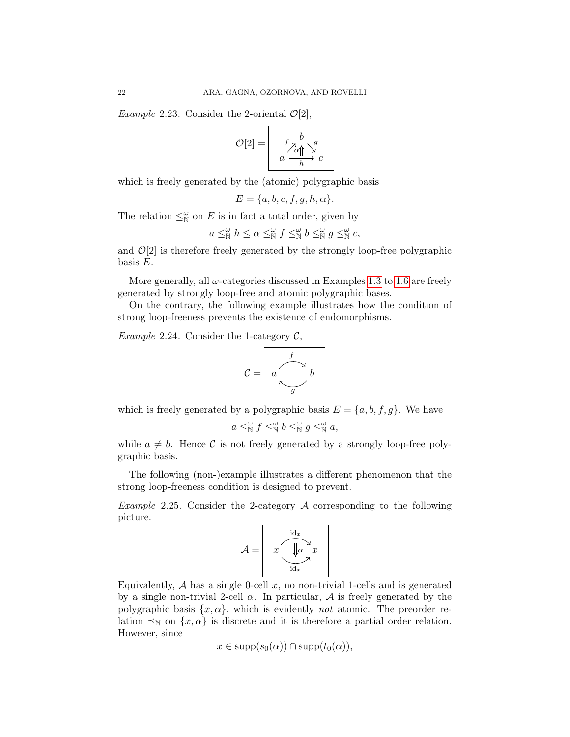*Example* 2.23. Consider the 2-oriental $\mathcal{O}[2]$,

$$\mathcal{O}[2] = \boxed{\begin{array}{ccc} & b & \\ {}^{f}\nearrow & \Uparrow\alpha & \searrow^{g} \\ a & \xrightarrow[h]{} & c \end{array}}$$

which is freely generated by the (atomic) polygraphic basis

$$E = \{a, b, c, f, g, h, \alpha\}.$$

The relation $\leq^{\omega}_{\mathbb{N}}$ on $E$ is in fact a total order, given by

$$a \leq^{\omega}_{\mathbb{N}} h \leq \alpha \leq^{\omega}_{\mathbb{N}} f \leq^{\omega}_{\mathbb{N}} b \leq^{\omega}_{\mathbb{N}} g \leq^{\omega}_{\mathbb{N}} c,$$

and $\mathcal{O}[2]$ is therefore freely generated by the strongly loop-free polygraphic basis $E$.

More generally, all $\omega$-categories discussed in Examples 1.3 to 1.6 are freely generated by strongly loop-free and atomic polygraphic bases.

On the contrary, the following example illustrates how the condition of strong loop-freeness prevents the existence of endomorphisms.

*Example* 2.24. Consider the 1-category $\mathcal{C}$,

$$\mathcal{C} = \boxed{a \underset{g}{\overset{f}{\rightleftarrows}} b}$$

which is freely generated by a polygraphic basis $E = \{a, b, f, g\}$. We have

$$a \leq^{\omega}_{\mathbb{N}} f \leq^{\omega}_{\mathbb{N}} b \leq^{\omega}_{\mathbb{N}} g \leq^{\omega}_{\mathbb{N}} a,$$

while $a \neq b$. Hence $\mathcal{C}$ is not freely generated by a strongly loop-free polygraphic basis.

The following (non-)example illustrates a different phenomenon that the strong loop-freeness condition is designed to prevent.

*Example* 2.25. Consider the 2-category $\mathcal{A}$ corresponding to the following picture.

$$\mathcal{A} = \boxed{x \underset{\mathrm{id}_x}{\overset{\mathrm{id}_x}{\Downarrow\alpha}} x}$$

Equivalently, $\mathcal{A}$ has a single 0-cell $x$, no non-trivial 1-cells and is generated by a single non-trivial 2-cell $\alpha$. In particular, $\mathcal{A}$ is freely generated by the polygraphic basis $\{x, \alpha\}$, which is evidently *not* atomic. The preorder relation $\preceq_{\mathbb{N}}$ on $\{x, \alpha\}$ is discrete and it is therefore a partial order relation. However, since

$$x \in \operatorname{supp}(s_0(\alpha)) \cap \operatorname{supp}(t_0(\alpha)),$$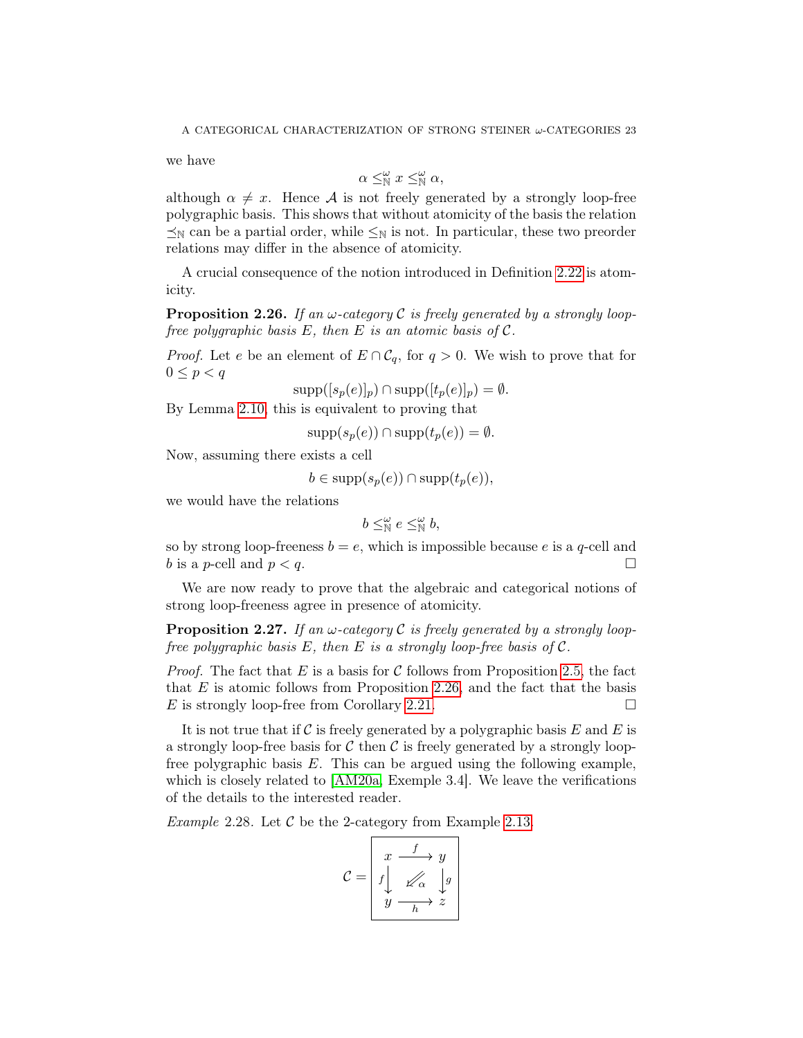we have

$$\alpha \leq_{\mathbb{N}}^{\omega} x \leq_{\mathbb{N}}^{\omega} \alpha,$$

although $\alpha \neq x$. Hence $\mathcal{A}$ is not freely generated by a strongly loop-free polygraphic basis. This shows that without atomicity of the basis the relation $\preceq_{\mathbb{N}}$ can be a partial order, while $\leq_{\mathbb{N}}$ is not. In particular, these two preorder relations may differ in the absence of atomicity.

A crucial consequence of the notion introduced in Definition 2.22 is atomicity.

**Proposition 2.26.** *If an $\omega$-category $\mathcal{C}$ is freely generated by a strongly loop-free polygraphic basis $E$, then $E$ is an atomic basis of $\mathcal{C}$.*

*Proof.* Let $e$ be an element of $E \cap \mathcal{C}_q$, for $q > 0$. We wish to prove that for $0 \leq p < q$

$$\operatorname{supp}([s_p(e)]_p) \cap \operatorname{supp}([t_p(e)]_p) = \emptyset.$$

By Lemma 2.10, this is equivalent to proving that

$$\operatorname{supp}(s_p(e)) \cap \operatorname{supp}(t_p(e)) = \emptyset.$$

Now, assuming there exists a cell

$$b \in \operatorname{supp}(s_p(e)) \cap \operatorname{supp}(t_p(e)),$$

we would have the relations

$$b \leq_{\mathbb{N}}^{\omega} e \leq_{\mathbb{N}}^{\omega} b,$$

so by strong loop-freeness $b = e$, which is impossible because $e$ is a $q$-cell and $b$ is a $p$-cell and $p < q$. □

We are now ready to prove that the algebraic and categorical notions of strong loop-freeness agree in presence of atomicity.

**Proposition 2.27.** *If an $\omega$-category $\mathcal{C}$ is freely generated by a strongly loop-free polygraphic basis $E$, then $E$ is a strongly loop-free basis of $\mathcal{C}$.*

*Proof.* The fact that $E$ is a basis for $\mathcal{C}$ follows from Proposition 2.5, the fact that $E$ is atomic follows from Proposition 2.26, and the fact that the basis $E$ is strongly loop-free from Corollary 2.21. □

It is not true that if $\mathcal{C}$ is freely generated by a polygraphic basis $E$ and $E$ is a strongly loop-free basis for $\mathcal{C}$ then $\mathcal{C}$ is freely generated by a strongly loop-free polygraphic basis $E$. This can be argued using the following example, which is closely related to [AM20a, Exemple 3.4]. We leave the verifications of the details to the interested reader.

*Example* 2.28. Let $\mathcal{C}$ be the 2-category from Example 2.13,

$$\mathcal{C} = \boxed{\begin{array}{ccc} x & \xrightarrow{f} & y \\ {\scriptstyle f}\big\downarrow & \swarrow_{\alpha} & \big\downarrow{\scriptstyle g} \\ y & \xrightarrow[h]{} & z \end{array}}$$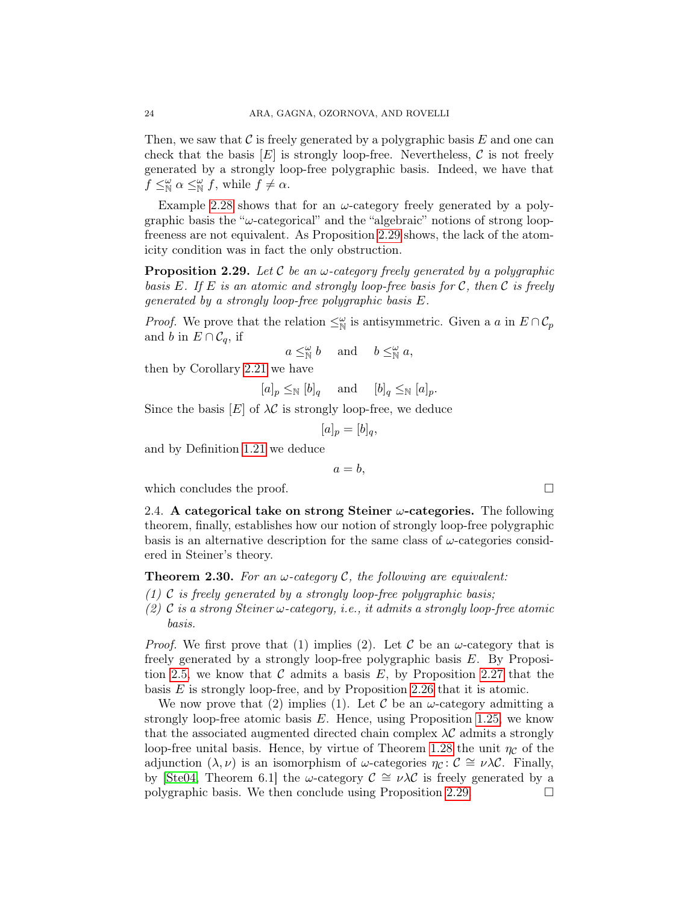Then, we saw that $\mathcal{C}$ is freely generated by a polygraphic basis $E$ and one can check that the basis $[E]$ is strongly loop-free. Nevertheless, $\mathcal{C}$ is not freely generated by a strongly loop-free polygraphic basis. Indeed, we have that $f \leq^{\omega}_{\mathbb{N}} \alpha \leq^{\omega}_{\mathbb{N}} f$, while $f \neq \alpha$.

Example 2.28 shows that for an $\omega$-category freely generated by a polygraphic basis the "$\omega$-categorical" and the "algebraic" notions of strong loop-freeness are not equivalent. As Proposition 2.29 shows, the lack of the atomicity condition was in fact the only obstruction.

**Proposition 2.29.** *Let $\mathcal{C}$ be an $\omega$-category freely generated by a polygraphic basis $E$. If $E$ is an atomic and strongly loop-free basis for $\mathcal{C}$, then $\mathcal{C}$ is freely generated by a strongly loop-free polygraphic basis $E$.*

*Proof.* We prove that the relation $\leq^{\omega}_{\mathbb{N}}$ is antisymmetric. Given a $a$ in $E \cap \mathcal{C}_p$ and $b$ in $E \cap \mathcal{C}_q$, if

$$a \leq^{\omega}_{\mathbb{N}} b \quad \text{and} \quad b \leq^{\omega}_{\mathbb{N}} a,$$

then by Corollary 2.21 we have

$$[a]_p \leq_{\mathbb{N}} [b]_q \quad \text{and} \quad [b]_q \leq_{\mathbb{N}} [a]_p.$$

Since the basis $[E]$ of $\lambda\mathcal{C}$ is strongly loop-free, we deduce

$$[a]_p = [b]_q,$$

and by Definition 1.21 we deduce

$$a = b,$$

which concludes the proof. □

2.4. **A categorical take on strong Steiner $\omega$-categories.** The following theorem, finally, establishes how our notion of strongly loop-free polygraphic basis is an alternative description for the same class of $\omega$-categories considered in Steiner's theory.

**Theorem 2.30.** *For an $\omega$-category $\mathcal{C}$, the following are equivalent:*

*(1) $\mathcal{C}$ is freely generated by a strongly loop-free polygraphic basis;*
*(2) $\mathcal{C}$ is a strong Steiner $\omega$-category, i.e., it admits a strongly loop-free atomic basis.*

*Proof.* We first prove that (1) implies (2). Let $\mathcal{C}$ be an $\omega$-category that is freely generated by a strongly loop-free polygraphic basis $E$. By Proposition 2.5, we know that $\mathcal{C}$ admits a basis $E$, by Proposition 2.27 that the basis $E$ is strongly loop-free, and by Proposition 2.26 that it is atomic.

We now prove that (2) implies (1). Let $\mathcal{C}$ be an $\omega$-category admitting a strongly loop-free atomic basis $E$. Hence, using Proposition 1.25, we know that the associated augmented directed chain complex $\lambda\mathcal{C}$ admits a strongly loop-free unital basis. Hence, by virtue of Theorem 1.28 the unit $\eta_{\mathcal{C}}$ of the adjunction $(\lambda, \nu)$ is an isomorphism of $\omega$-categories $\eta_{\mathcal{C}} \colon \mathcal{C} \cong \nu\lambda\mathcal{C}$. Finally, by [Ste04, Theorem 6.1] the $\omega$-category $\mathcal{C} \cong \nu\lambda\mathcal{C}$ is freely generated by a polygraphic basis. We then conclude using Proposition 2.29. □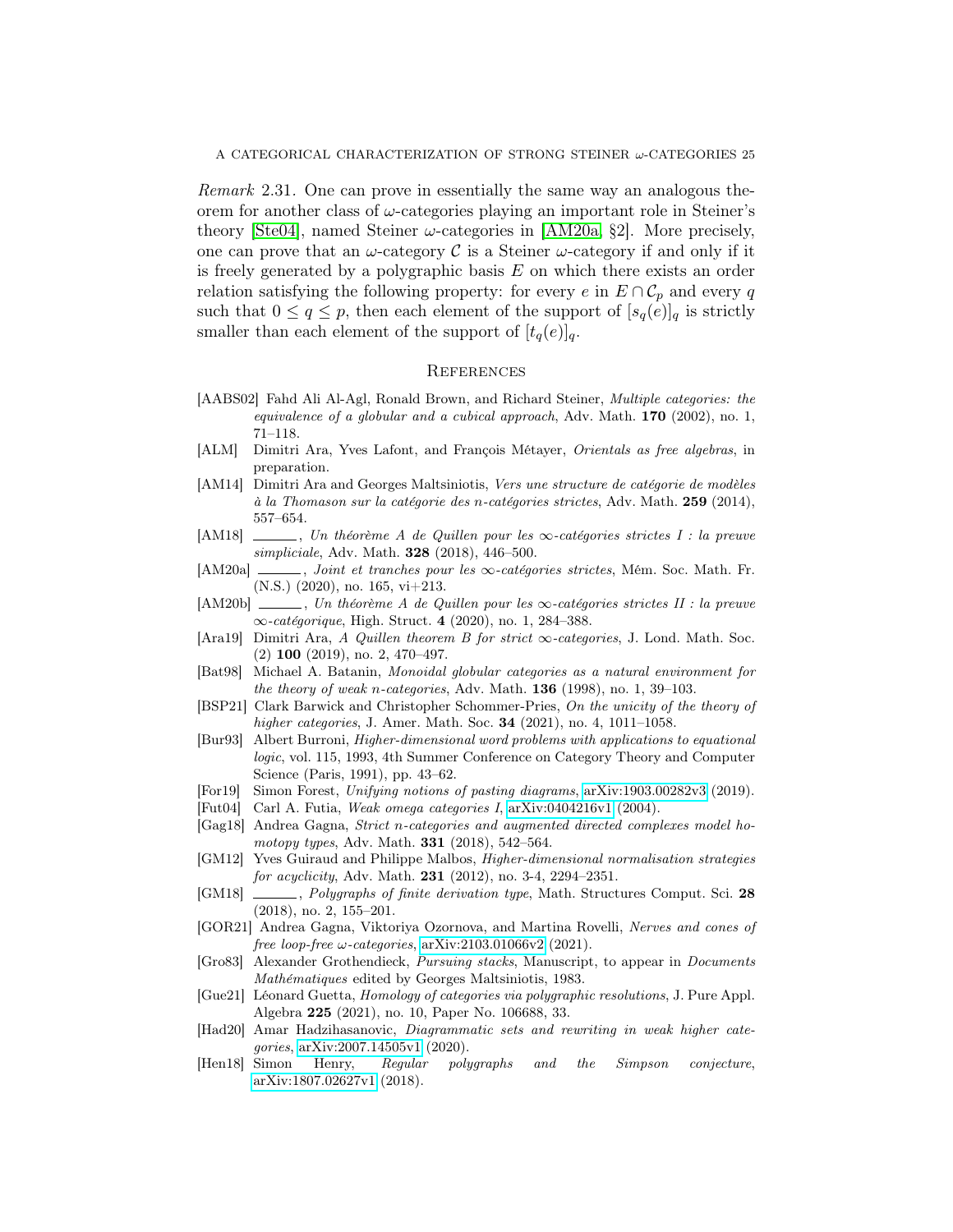*Remark* 2.31. One can prove in essentially the same way an analogous theorem for another class of $\omega$-categories playing an important role in Steiner's theory [Ste04], named Steiner $\omega$-categories in [AM20a, §2]. More precisely, one can prove that an $\omega$-category $\mathcal{C}$ is a Steiner $\omega$-category if and only if it is freely generated by a polygraphic basis $E$ on which there exists an order relation satisfying the following property: for every $e$ in $E \cap \mathcal{C}_p$ and every $q$ such that $0 \leq q \leq p$, then each element of the support of $[s_q(e)]_q$ is strictly smaller than each element of the support of $[t_q(e)]_q$.

## References

- [AABS02] Fahd Ali Al-Agl, Ronald Brown, and Richard Steiner, *Multiple categories: the equivalence of a globular and a cubical approach*, Adv. Math. **170** (2002), no. 1, 71–118.
- [ALM] Dimitri Ara, Yves Lafont, and François Métayer, *Orientals as free algebras*, in preparation.
- [AM14] Dimitri Ara and Georges Maltsiniotis, *Vers une structure de catégorie de modèles à la Thomason sur la catégorie des n-catégories strictes*, Adv. Math. **259** (2014), 557–654.
- [AM18] ______, *Un théorème A de Quillen pour les ∞-catégories strictes I : la preuve simpliciale*, Adv. Math. **328** (2018), 446–500.
- [AM20a] ______, *Joint et tranches pour les ∞-catégories strictes*, Mém. Soc. Math. Fr. (N.S.) (2020), no. 165, vi+213.
- [AM20b] ______, *Un théorème A de Quillen pour les ∞-catégories strictes II : la preuve ∞-catégorique*, High. Struct. **4** (2020), no. 1, 284–388.
- [Ara19] Dimitri Ara, *A Quillen theorem B for strict ∞-categories*, J. Lond. Math. Soc. (2) **100** (2019), no. 2, 470–497.
- [Bat98] Michael A. Batanin, *Monoidal globular categories as a natural environment for the theory of weak n-categories*, Adv. Math. **136** (1998), no. 1, 39–103.
- [BSP21] Clark Barwick and Christopher Schommer-Pries, *On the unicity of the theory of higher categories*, J. Amer. Math. Soc. **34** (2021), no. 4, 1011–1058.
- [Bur93] Albert Burroni, *Higher-dimensional word problems with applications to equational logic*, vol. 115, 1993, 4th Summer Conference on Category Theory and Computer Science (Paris, 1991), pp. 43–62.
- [For19] Simon Forest, *Unifying notions of pasting diagrams*, arXiv:1903.00282v3 (2019).
- [Fut04] Carl A. Futia, *Weak omega categories I*, arXiv:0404216v1 (2004).
- [Gag18] Andrea Gagna, *Strict n-categories and augmented directed complexes model homotopy types*, Adv. Math. **331** (2018), 542–564.
- [GM12] Yves Guiraud and Philippe Malbos, *Higher-dimensional normalisation strategies for acyclicity*, Adv. Math. **231** (2012), no. 3-4, 2294–2351.
- [GM18] ______, *Polygraphs of finite derivation type*, Math. Structures Comput. Sci. **28** (2018), no. 2, 155–201.
- [GOR21] Andrea Gagna, Viktoriya Ozornova, and Martina Rovelli, *Nerves and cones of free loop-free ω-categories*, arXiv:2103.01066v2 (2021).
- [Gro83] Alexander Grothendieck, *Pursuing stacks*, Manuscript, to appear in *Documents Mathématiques* edited by Georges Maltsiniotis, 1983.
- [Gue21] Léonard Guetta, *Homology of categories via polygraphic resolutions*, J. Pure Appl. Algebra **225** (2021), no. 10, Paper No. 106688, 33.
- [Had20] Amar Hadzihasanovic, *Diagrammatic sets and rewriting in weak higher categories*, arXiv:2007.14505v1 (2020).
- [Hen18] Simon Henry, *Regular polygraphs and the Simpson conjecture*, arXiv:1807.02627v1 (2018).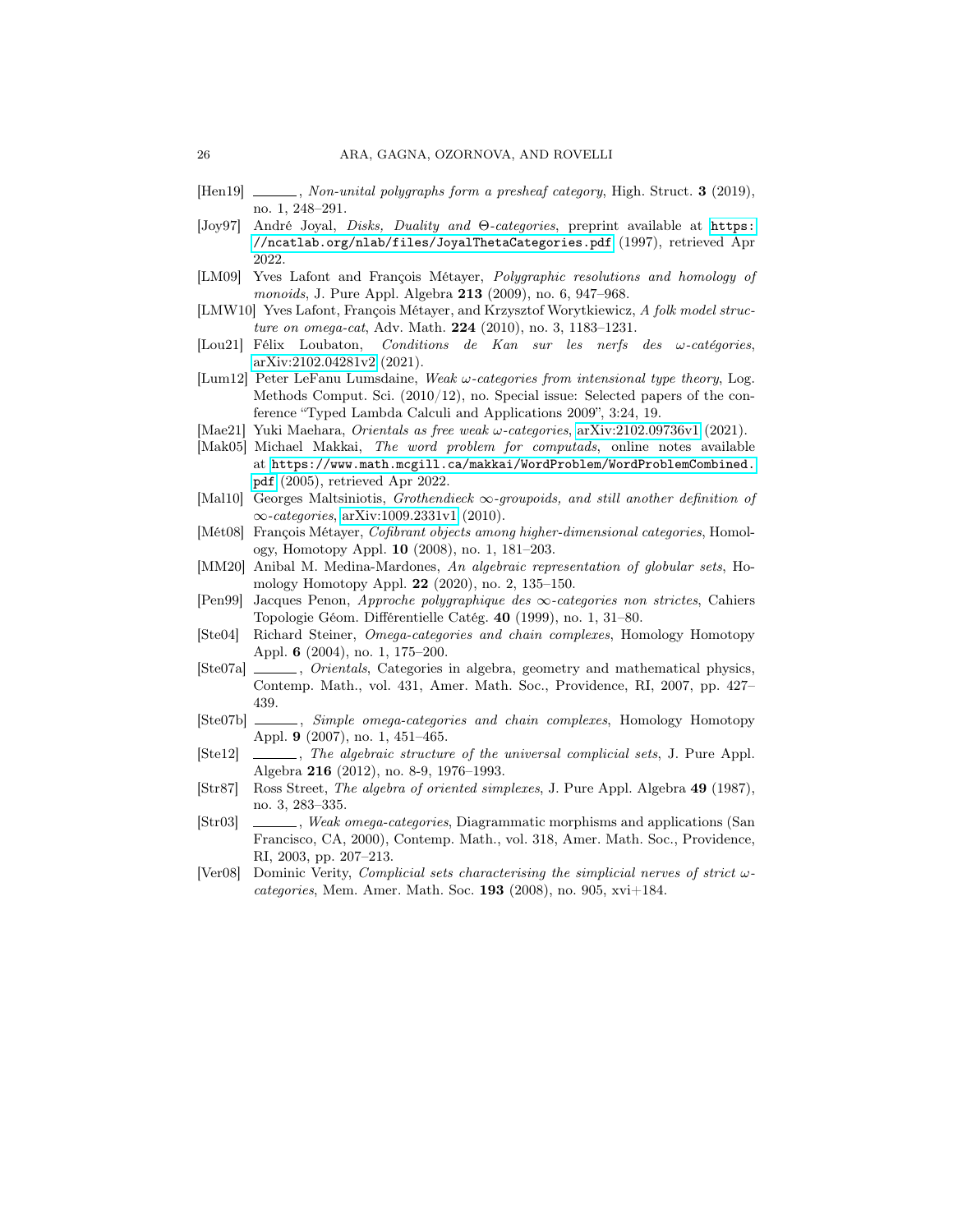- [Hen19] ———, *Non-unital polygraphs form a presheaf category*, High. Struct. **3** (2019), no. 1, 248–291.
- [Joy97] André Joyal, *Disks, Duality and Θ-categories*, preprint available at https://ncatlab.org/nlab/files/JoyalThetaCategories.pdf (1997), retrieved Apr 2022.
- [LM09] Yves Lafont and François Métayer, *Polygraphic resolutions and homology of monoids*, J. Pure Appl. Algebra **213** (2009), no. 6, 947–968.
- [LMW10] Yves Lafont, François Métayer, and Krzysztof Worytkiewicz, *A folk model structure on omega-cat*, Adv. Math. **224** (2010), no. 3, 1183–1231.
- [Lou21] Félix Loubaton, *Conditions de Kan sur les nerfs des $\omega$-catégories*, arXiv:2102.04281v2 (2021).
- [Lum12] Peter LeFanu Lumsdaine, *Weak $\omega$-categories from intensional type theory*, Log. Methods Comput. Sci. (2010/12), no. Special issue: Selected papers of the conference "Typed Lambda Calculi and Applications 2009", 3:24, 19.
- [Mae21] Yuki Maehara, *Orientals as free weak $\omega$-categories*, arXiv:2102.09736v1 (2021).
- [Mak05] Michael Makkai, *The word problem for computads*, online notes available at https://www.math.mcgill.ca/makkai/WordProblem/WordProblemCombined.pdf (2005), retrieved Apr 2022.
- [Mal10] Georges Maltsiniotis, *Grothendieck $\infty$-groupoids, and still another definition of $\infty$-categories*, arXiv:1009.2331v1 (2010).
- [Mét08] François Métayer, *Cofibrant objects among higher-dimensional categories*, Homology, Homotopy Appl. **10** (2008), no. 1, 181–203.
- [MM20] Anibal M. Medina-Mardones, *An algebraic representation of globular sets*, Homology Homotopy Appl. **22** (2020), no. 2, 135–150.
- [Pen99] Jacques Penon, *Approche polygraphique des $\infty$-categories non strictes*, Cahiers Topologie Géom. Différentielle Catég. **40** (1999), no. 1, 31–80.
- [Ste04] Richard Steiner, *Omega-categories and chain complexes*, Homology Homotopy Appl. **6** (2004), no. 1, 175–200.
- [Ste07a] ———, *Orientals*, Categories in algebra, geometry and mathematical physics, Contemp. Math., vol. 431, Amer. Math. Soc., Providence, RI, 2007, pp. 427–439.
- [Ste07b] ———, *Simple omega-categories and chain complexes*, Homology Homotopy Appl. **9** (2007), no. 1, 451–465.
- [Ste12] ———, *The algebraic structure of the universal complicial sets*, J. Pure Appl. Algebra **216** (2012), no. 8-9, 1976–1993.
- [Str87] Ross Street, *The algebra of oriented simplexes*, J. Pure Appl. Algebra **49** (1987), no. 3, 283–335.
- [Str03] ———, *Weak omega-categories*, Diagrammatic morphisms and applications (San Francisco, CA, 2000), Contemp. Math., vol. 318, Amer. Math. Soc., Providence, RI, 2003, pp. 207–213.
- [Ver08] Dominic Verity, *Complicial sets characterising the simplicial nerves of strict $\omega$-categories*, Mem. Amer. Math. Soc. **193** (2008), no. 905, xvi+184.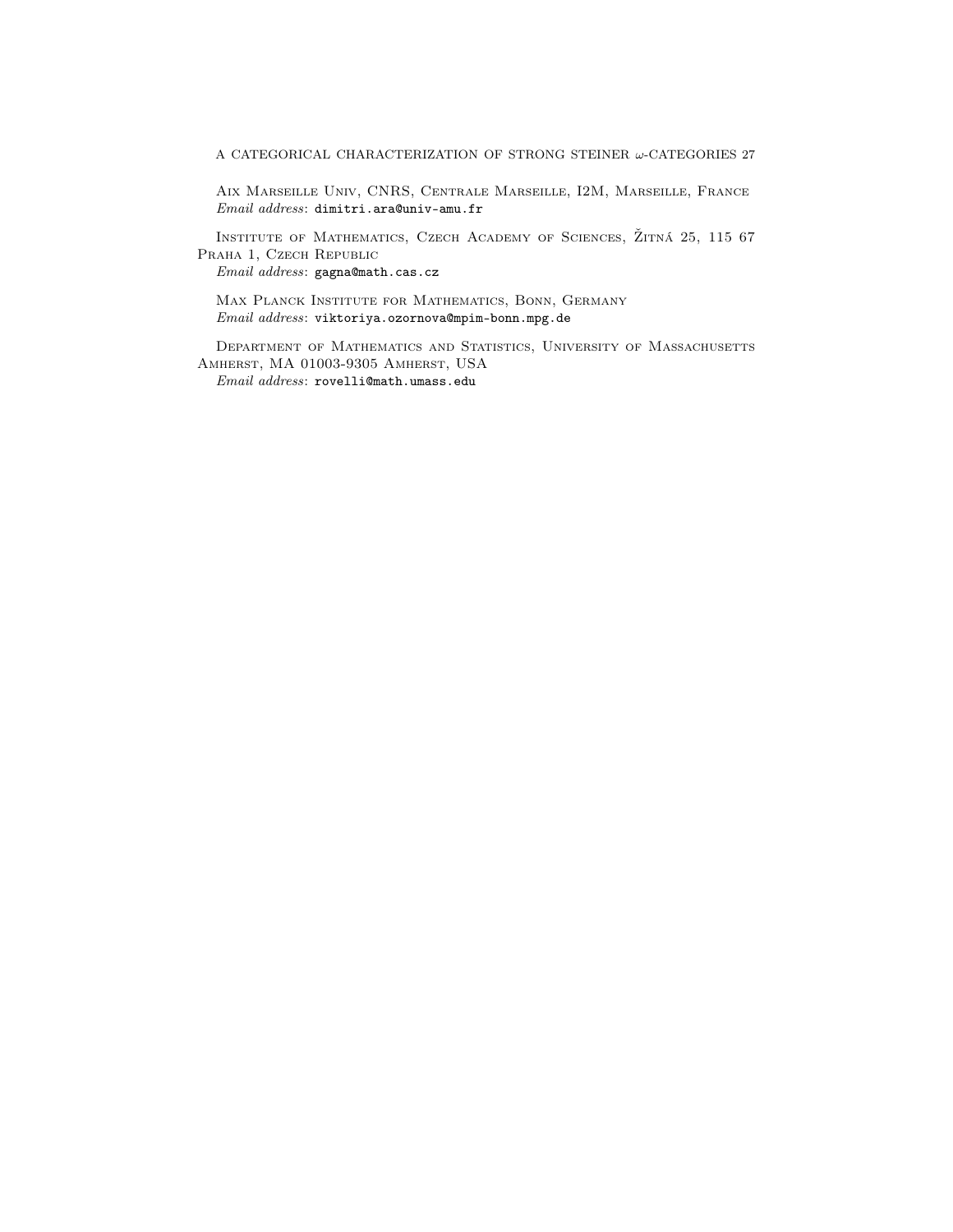Aix Marseille Univ, CNRS, Centrale Marseille, I2M, Marseille, France
*Email address*: dimitri.ara@univ-amu.fr

Institute of Mathematics, Czech Academy of Sciences, Žitná 25, 115 67 Praha 1, Czech Republic
*Email address*: gagna@math.cas.cz

Max Planck Institute for Mathematics, Bonn, Germany
*Email address*: viktoriya.ozornova@mpim-bonn.mpg.de

Department of Mathematics and Statistics, University of Massachusetts Amherst, MA 01003-9305 Amherst, USA
*Email address*: rovelli@math.umass.edu